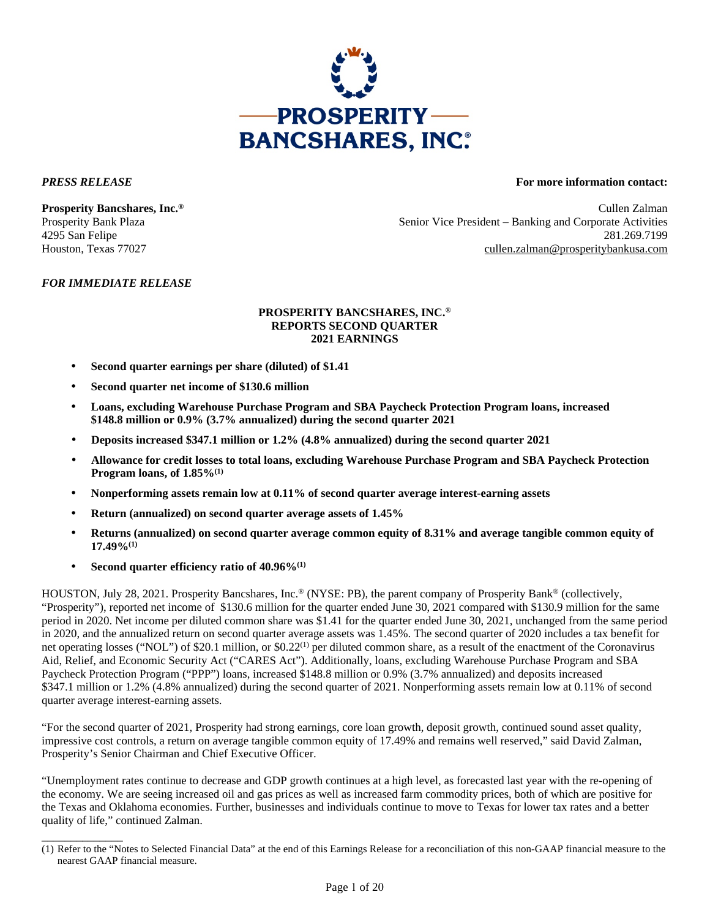*PRESS RELEASE*

**For more information contact:**

**Prosperity Bancshares, Inc.®**
Prosperity Bank Plaza
4295 San Felipe
Houston, Texas 77027

Cullen Zalman
Senior Vice President – Banking and Corporate Activities
281.269.7199
cullen.zalman@prosperitybankusa.com

*FOR IMMEDIATE RELEASE*

**PROSPERITY BANCSHARES, INC.®
REPORTS SECOND QUARTER
2021 EARNINGS**

- **Second quarter earnings per share (diluted) of $1.41**
- **Second quarter net income of $130.6 million**
- **Loans, excluding Warehouse Purchase Program and SBA Paycheck Protection Program loans, increased $148.8 million or 0.9% (3.7% annualized) during the second quarter 2021**
- **Deposits increased $347.1 million or 1.2% (4.8% annualized) during the second quarter 2021**
- **Allowance for credit losses to total loans, excluding Warehouse Purchase Program and SBA Paycheck Protection Program loans, of 1.85%(1)**
- **Nonperforming assets remain low at 0.11% of second quarter average interest-earning assets**
- **Return (annualized) on second quarter average assets of 1.45%**
- **Returns (annualized) on second quarter average common equity of 8.31% and average tangible common equity of 17.49%(1)**
- **Second quarter efficiency ratio of 40.96%(1)**

HOUSTON, July 28, 2021. Prosperity Bancshares, Inc.® (NYSE: PB), the parent company of Prosperity Bank® (collectively, "Prosperity"), reported net income of $130.6 million for the quarter ended June 30, 2021 compared with $130.9 million for the same period in 2020. Net income per diluted common share was $1.41 for the quarter ended June 30, 2021, unchanged from the same period in 2020, and the annualized return on second quarter average assets was 1.45%. The second quarter of 2020 includes a tax benefit for net operating losses ("NOL") of $20.1 million, or $0.22(1) per diluted common share, as a result of the enactment of the Coronavirus Aid, Relief, and Economic Security Act ("CARES Act"). Additionally, loans, excluding Warehouse Purchase Program and SBA Paycheck Protection Program ("PPP") loans, increased $148.8 million or 0.9% (3.7% annualized) and deposits increased $347.1 million or 1.2% (4.8% annualized) during the second quarter of 2021. Nonperforming assets remain low at 0.11% of second quarter average interest-earning assets.

"For the second quarter of 2021, Prosperity had strong earnings, core loan growth, deposit growth, continued sound asset quality, impressive cost controls, a return on average tangible common equity of 17.49% and remains well reserved," said David Zalman, Prosperity's Senior Chairman and Chief Executive Officer.

"Unemployment rates continue to decrease and GDP growth continues at a high level, as forecasted last year with the re-opening of the economy. We are seeing increased oil and gas prices as well as increased farm commodity prices, both of which are positive for the Texas and Oklahoma economies. Further, businesses and individuals continue to move to Texas for lower tax rates and a better quality of life," continued Zalman.

---

(1) Refer to the "Notes to Selected Financial Data" at the end of this Earnings Release for a reconciliation of this non-GAAP financial measure to the nearest GAAP financial measure.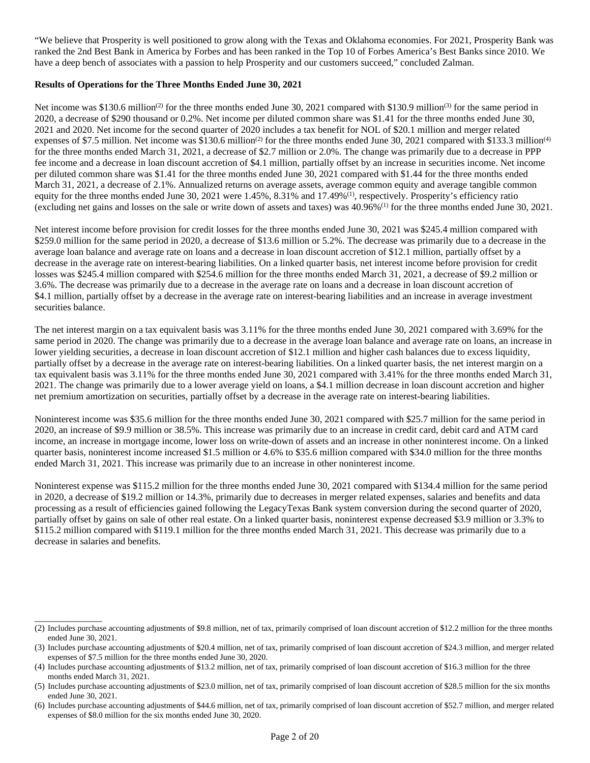"We believe that Prosperity is well positioned to grow along with the Texas and Oklahoma economies. For 2021, Prosperity Bank was ranked the 2nd Best Bank in America by Forbes and has been ranked in the Top 10 of Forbes America's Best Banks since 2010. We have a deep bench of associates with a passion to help Prosperity and our customers succeed," concluded Zalman.

**Results of Operations for the Three Months Ended June 30, 2021**

Net income was $130.6 million[(2)] for the three months ended June 30, 2021 compared with $130.9 million[(3)] for the same period in 2020, a decrease of $290 thousand or 0.2%. Net income per diluted common share was $1.41 for the three months ended June 30, 2021 and 2020. Net income for the second quarter of 2020 includes a tax benefit for NOL of $20.1 million and merger related expenses of $7.5 million. Net income was $130.6 million[(2)] for the three months ended June 30, 2021 compared with $133.3 million[(4)] for the three months ended March 31, 2021, a decrease of $2.7 million or 2.0%. The change was primarily due to a decrease in PPP fee income and a decrease in loan discount accretion of $4.1 million, partially offset by an increase in securities income. Net income per diluted common share was $1.41 for the three months ended June 30, 2021 compared with $1.44 for the three months ended March 31, 2021, a decrease of 2.1%. Annualized returns on average assets, average common equity and average tangible common equity for the three months ended June 30, 2021 were 1.45%, 8.31% and 17.49%[(1)], respectively. Prosperity's efficiency ratio (excluding net gains and losses on the sale or write down of assets and taxes) was 40.96%[(1)] for the three months ended June 30, 2021.

Net interest income before provision for credit losses for the three months ended June 30, 2021 was $245.4 million compared with $259.0 million for the same period in 2020, a decrease of $13.6 million or 5.2%. The decrease was primarily due to a decrease in the average loan balance and average rate on loans and a decrease in loan discount accretion of $12.1 million, partially offset by a decrease in the average rate on interest-bearing liabilities. On a linked quarter basis, net interest income before provision for credit losses was $245.4 million compared with $254.6 million for the three months ended March 31, 2021, a decrease of $9.2 million or 3.6%. The decrease was primarily due to a decrease in the average rate on loans and a decrease in loan discount accretion of $4.1 million, partially offset by a decrease in the average rate on interest-bearing liabilities and an increase in average investment securities balance.

The net interest margin on a tax equivalent basis was 3.11% for the three months ended June 30, 2021 compared with 3.69% for the same period in 2020. The change was primarily due to a decrease in the average loan balance and average rate on loans, an increase in lower yielding securities, a decrease in loan discount accretion of $12.1 million and higher cash balances due to excess liquidity, partially offset by a decrease in the average rate on interest-bearing liabilities. On a linked quarter basis, the net interest margin on a tax equivalent basis was 3.11% for the three months ended June 30, 2021 compared with 3.41% for the three months ended March 31, 2021. The change was primarily due to a lower average yield on loans, a $4.1 million decrease in loan discount accretion and higher net premium amortization on securities, partially offset by a decrease in the average rate on interest-bearing liabilities.

Noninterest income was $35.6 million for the three months ended June 30, 2021 compared with $25.7 million for the same period in 2020, an increase of $9.9 million or 38.5%. This increase was primarily due to an increase in credit card, debit card and ATM card income, an increase in mortgage income, lower loss on write-down of assets and an increase in other noninterest income. On a linked quarter basis, noninterest income increased $1.5 million or 4.6% to $35.6 million compared with $34.0 million for the three months ended March 31, 2021. This increase was primarily due to an increase in other noninterest income.

Noninterest expense was $115.2 million for the three months ended June 30, 2021 compared with $134.4 million for the same period in 2020, a decrease of $19.2 million or 14.3%, primarily due to decreases in merger related expenses, salaries and benefits and data processing as a result of efficiencies gained following the LegacyTexas Bank system conversion during the second quarter of 2020, partially offset by gains on sale of other real estate. On a linked quarter basis, noninterest expense decreased $3.9 million or 3.3% to $115.2 million compared with $119.1 million for the three months ended March 31, 2021. This decrease was primarily due to a decrease in salaries and benefits.

---

(2) Includes purchase accounting adjustments of $9.8 million, net of tax, primarily comprised of loan discount accretion of $12.2 million for the three months ended June 30, 2021.

(3) Includes purchase accounting adjustments of $20.4 million, net of tax, primarily comprised of loan discount accretion of $24.3 million, and merger related expenses of $7.5 million for the three months ended June 30, 2020.

(4) Includes purchase accounting adjustments of $13.2 million, net of tax, primarily comprised of loan discount accretion of $16.3 million for the three months ended March 31, 2021.

(5) Includes purchase accounting adjustments of $23.0 million, net of tax, primarily comprised of loan discount accretion of $28.5 million for the six months ended June 30, 2021.

(6) Includes purchase accounting adjustments of $44.6 million, net of tax, primarily comprised of loan discount accretion of $52.7 million, and merger related expenses of $8.0 million for the six months ended June 30, 2020.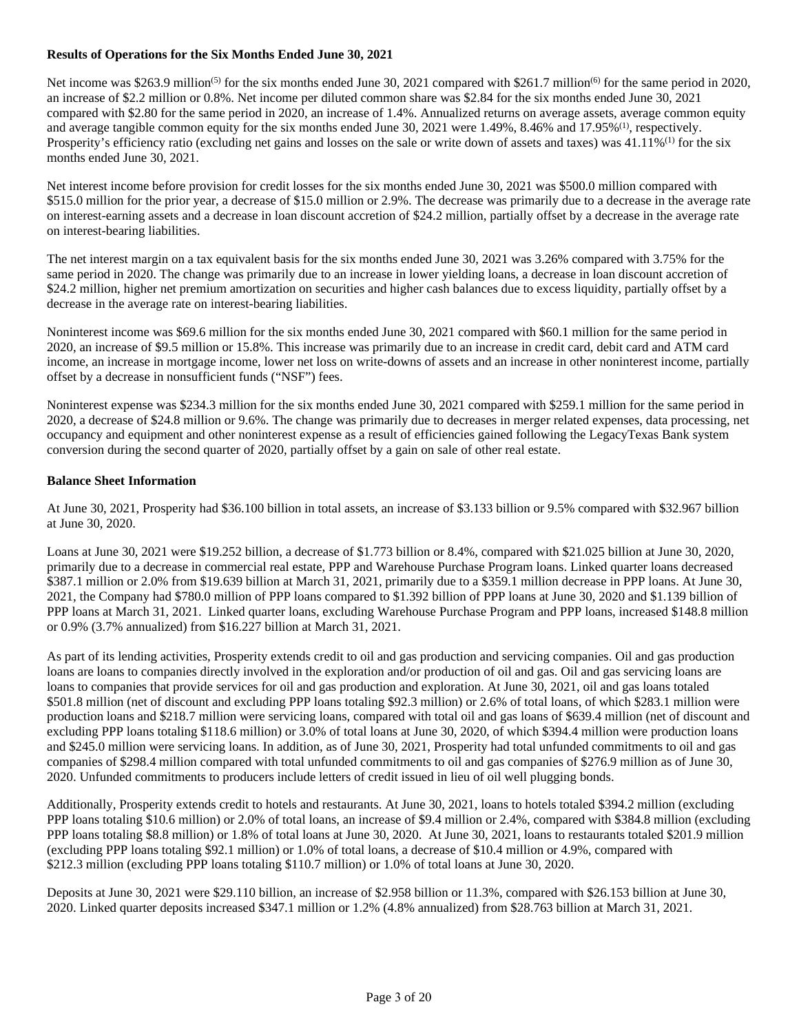**Results of Operations for the Six Months Ended June 30, 2021**

Net income was $263.9 million[5] for the six months ended June 30, 2021 compared with $261.7 million[6] for the same period in 2020, an increase of $2.2 million or 0.8%. Net income per diluted common share was $2.84 for the six months ended June 30, 2021 compared with $2.80 for the same period in 2020, an increase of 1.4%. Annualized returns on average assets, average common equity and average tangible common equity for the six months ended June 30, 2021 were 1.49%, 8.46% and 17.95%[1], respectively. Prosperity's efficiency ratio (excluding net gains and losses on the sale or write down of assets and taxes) was 41.11%[1] for the six months ended June 30, 2021.

Net interest income before provision for credit losses for the six months ended June 30, 2021 was $500.0 million compared with $515.0 million for the prior year, a decrease of $15.0 million or 2.9%. The decrease was primarily due to a decrease in the average rate on interest-earning assets and a decrease in loan discount accretion of $24.2 million, partially offset by a decrease in the average rate on interest-bearing liabilities.

The net interest margin on a tax equivalent basis for the six months ended June 30, 2021 was 3.26% compared with 3.75% for the same period in 2020. The change was primarily due to an increase in lower yielding loans, a decrease in loan discount accretion of $24.2 million, higher net premium amortization on securities and higher cash balances due to excess liquidity, partially offset by a decrease in the average rate on interest-bearing liabilities.

Noninterest income was $69.6 million for the six months ended June 30, 2021 compared with $60.1 million for the same period in 2020, an increase of $9.5 million or 15.8%. This increase was primarily due to an increase in credit card, debit card and ATM card income, an increase in mortgage income, lower net loss on write-downs of assets and an increase in other noninterest income, partially offset by a decrease in nonsufficient funds ("NSF") fees.

Noninterest expense was $234.3 million for the six months ended June 30, 2021 compared with $259.1 million for the same period in 2020, a decrease of $24.8 million or 9.6%. The change was primarily due to decreases in merger related expenses, data processing, net occupancy and equipment and other noninterest expense as a result of efficiencies gained following the LegacyTexas Bank system conversion during the second quarter of 2020, partially offset by a gain on sale of other real estate.

**Balance Sheet Information**

At June 30, 2021, Prosperity had $36.100 billion in total assets, an increase of $3.133 billion or 9.5% compared with $32.967 billion at June 30, 2020.

Loans at June 30, 2021 were $19.252 billion, a decrease of $1.773 billion or 8.4%, compared with $21.025 billion at June 30, 2020, primarily due to a decrease in commercial real estate, PPP and Warehouse Purchase Program loans. Linked quarter loans decreased $387.1 million or 2.0% from $19.639 billion at March 31, 2021, primarily due to a $359.1 million decrease in PPP loans. At June 30, 2021, the Company had $780.0 million of PPP loans compared to $1.392 billion of PPP loans at June 30, 2020 and $1.139 billion of PPP loans at March 31, 2021. Linked quarter loans, excluding Warehouse Purchase Program and PPP loans, increased $148.8 million or 0.9% (3.7% annualized) from $16.227 billion at March 31, 2021.

As part of its lending activities, Prosperity extends credit to oil and gas production and servicing companies. Oil and gas production loans are loans to companies directly involved in the exploration and/or production of oil and gas. Oil and gas servicing loans are loans to companies that provide services for oil and gas production and exploration. At June 30, 2021, oil and gas loans totaled $501.8 million (net of discount and excluding PPP loans totaling $92.3 million) or 2.6% of total loans, of which $283.1 million were production loans and $218.7 million were servicing loans, compared with total oil and gas loans of $639.4 million (net of discount and excluding PPP loans totaling $118.6 million) or 3.0% of total loans at June 30, 2020, of which $394.4 million were production loans and $245.0 million were servicing loans. In addition, as of June 30, 2021, Prosperity had total unfunded commitments to oil and gas companies of $298.4 million compared with total unfunded commitments to oil and gas companies of $276.9 million as of June 30, 2020. Unfunded commitments to producers include letters of credit issued in lieu of oil well plugging bonds.

Additionally, Prosperity extends credit to hotels and restaurants. At June 30, 2021, loans to hotels totaled $394.2 million (excluding PPP loans totaling $10.6 million) or 2.0% of total loans, an increase of $9.4 million or 2.4%, compared with $384.8 million (excluding PPP loans totaling $8.8 million) or 1.8% of total loans at June 30, 2020. At June 30, 2021, loans to restaurants totaled $201.9 million (excluding PPP loans totaling $92.1 million) or 1.0% of total loans, a decrease of $10.4 million or 4.9%, compared with $212.3 million (excluding PPP loans totaling $110.7 million) or 1.0% of total loans at June 30, 2020.

Deposits at June 30, 2021 were $29.110 billion, an increase of $2.958 billion or 11.3%, compared with $26.153 billion at June 30, 2020. Linked quarter deposits increased $347.1 million or 1.2% (4.8% annualized) from $28.763 billion at March 31, 2021.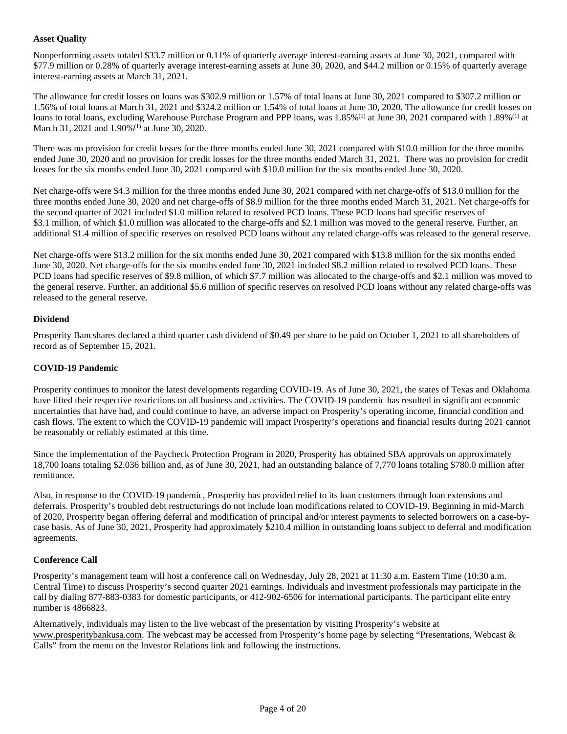**Asset Quality**

Nonperforming assets totaled $33.7 million or 0.11% of quarterly average interest-earning assets at June 30, 2021, compared with $77.9 million or 0.28% of quarterly average interest-earning assets at June 30, 2020, and $44.2 million or 0.15% of quarterly average interest-earning assets at March 31, 2021.

The allowance for credit losses on loans was $302.9 million or 1.57% of total loans at June 30, 2021 compared to $307.2 million or 1.56% of total loans at March 31, 2021 and $324.2 million or 1.54% of total loans at June 30, 2020. The allowance for credit losses on loans to total loans, excluding Warehouse Purchase Program and PPP loans, was 1.85%(1) at June 30, 2021 compared with 1.89%(1) at March 31, 2021 and 1.90%(1) at June 30, 2020.

There was no provision for credit losses for the three months ended June 30, 2021 compared with $10.0 million for the three months ended June 30, 2020 and no provision for credit losses for the three months ended March 31, 2021. There was no provision for credit losses for the six months ended June 30, 2021 compared with $10.0 million for the six months ended June 30, 2020.

Net charge-offs were $4.3 million for the three months ended June 30, 2021 compared with net charge-offs of $13.0 million for the three months ended June 30, 2020 and net charge-offs of $8.9 million for the three months ended March 31, 2021. Net charge-offs for the second quarter of 2021 included $1.0 million related to resolved PCD loans. These PCD loans had specific reserves of $3.1 million, of which $1.0 million was allocated to the charge-offs and $2.1 million was moved to the general reserve. Further, an additional $1.4 million of specific reserves on resolved PCD loans without any related charge-offs was released to the general reserve.

Net charge-offs were $13.2 million for the six months ended June 30, 2021 compared with $13.8 million for the six months ended June 30, 2020. Net charge-offs for the six months ended June 30, 2021 included $8.2 million related to resolved PCD loans. These PCD loans had specific reserves of $9.8 million, of which $7.7 million was allocated to the charge-offs and $2.1 million was moved to the general reserve. Further, an additional $5.6 million of specific reserves on resolved PCD loans without any related charge-offs was released to the general reserve.

**Dividend**

Prosperity Bancshares declared a third quarter cash dividend of $0.49 per share to be paid on October 1, 2021 to all shareholders of record as of September 15, 2021.

**COVID-19 Pandemic**

Prosperity continues to monitor the latest developments regarding COVID-19. As of June 30, 2021, the states of Texas and Oklahoma have lifted their respective restrictions on all business and activities. The COVID-19 pandemic has resulted in significant economic uncertainties that have had, and could continue to have, an adverse impact on Prosperity's operating income, financial condition and cash flows. The extent to which the COVID-19 pandemic will impact Prosperity's operations and financial results during 2021 cannot be reasonably or reliably estimated at this time.

Since the implementation of the Paycheck Protection Program in 2020, Prosperity has obtained SBA approvals on approximately 18,700 loans totaling $2.036 billion and, as of June 30, 2021, had an outstanding balance of 7,770 loans totaling $780.0 million after remittance.

Also, in response to the COVID-19 pandemic, Prosperity has provided relief to its loan customers through loan extensions and deferrals. Prosperity's troubled debt restructurings do not include loan modifications related to COVID-19. Beginning in mid-March of 2020, Prosperity began offering deferral and modification of principal and/or interest payments to selected borrowers on a case-by-case basis. As of June 30, 2021, Prosperity had approximately $210.4 million in outstanding loans subject to deferral and modification agreements.

**Conference Call**

Prosperity's management team will host a conference call on Wednesday, July 28, 2021 at 11:30 a.m. Eastern Time (10:30 a.m. Central Time) to discuss Prosperity's second quarter 2021 earnings. Individuals and investment professionals may participate in the call by dialing 877-883-0383 for domestic participants, or 412-902-6506 for international participants. The participant elite entry number is 4866823.

Alternatively, individuals may listen to the live webcast of the presentation by visiting Prosperity's website at www.prosperitybankusa.com. The webcast may be accessed from Prosperity's home page by selecting "Presentations, Webcast & Calls" from the menu on the Investor Relations link and following the instructions.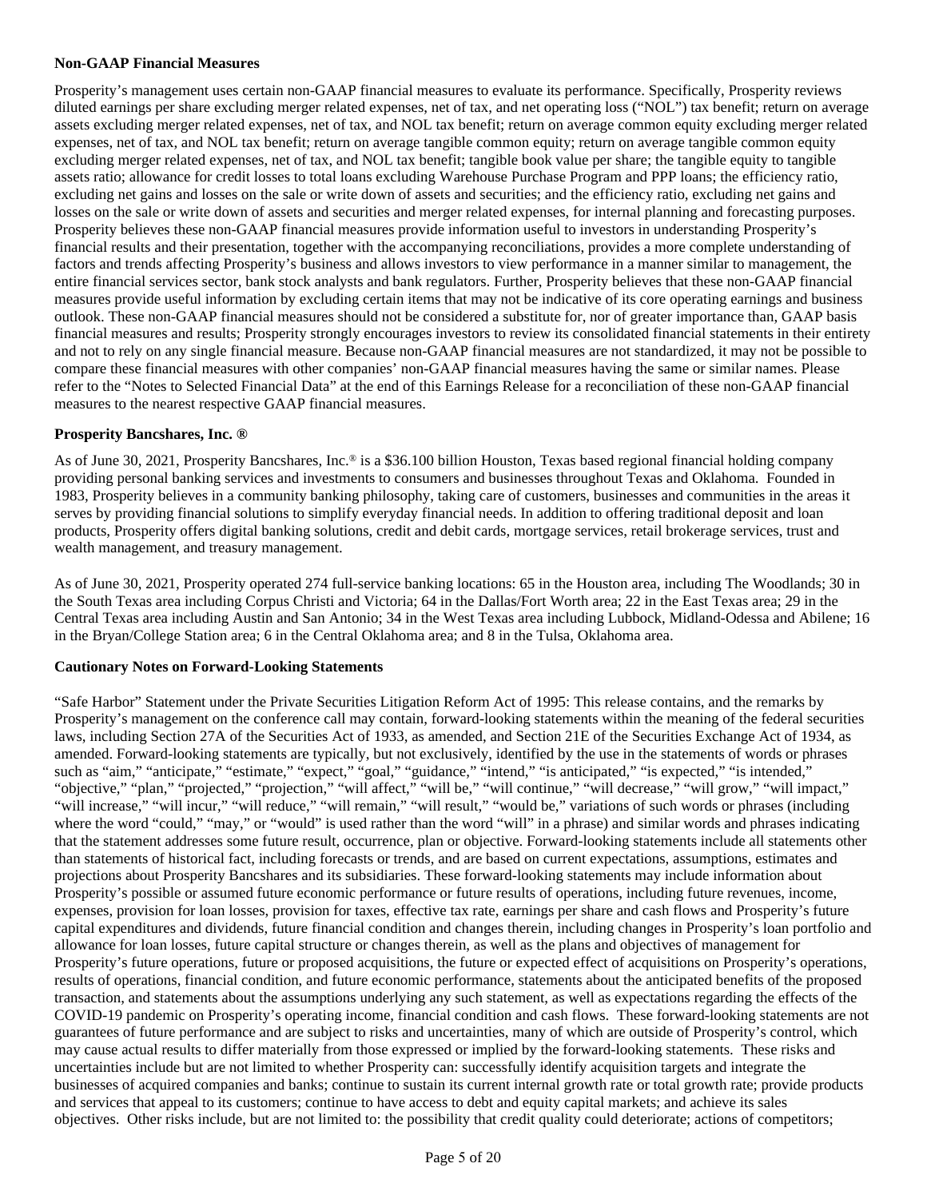**Non-GAAP Financial Measures**

Prosperity's management uses certain non-GAAP financial measures to evaluate its performance. Specifically, Prosperity reviews diluted earnings per share excluding merger related expenses, net of tax, and net operating loss ("NOL") tax benefit; return on average assets excluding merger related expenses, net of tax, and NOL tax benefit; return on average common equity excluding merger related expenses, net of tax, and NOL tax benefit; return on average tangible common equity; return on average tangible common equity excluding merger related expenses, net of tax, and NOL tax benefit; tangible book value per share; the tangible equity to tangible assets ratio; allowance for credit losses to total loans excluding Warehouse Purchase Program and PPP loans; the efficiency ratio, excluding net gains and losses on the sale or write down of assets and securities; and the efficiency ratio, excluding net gains and losses on the sale or write down of assets and securities and merger related expenses, for internal planning and forecasting purposes. Prosperity believes these non-GAAP financial measures provide information useful to investors in understanding Prosperity's financial results and their presentation, together with the accompanying reconciliations, provides a more complete understanding of factors and trends affecting Prosperity's business and allows investors to view performance in a manner similar to management, the entire financial services sector, bank stock analysts and bank regulators. Further, Prosperity believes that these non-GAAP financial measures provide useful information by excluding certain items that may not be indicative of its core operating earnings and business outlook. These non-GAAP financial measures should not be considered a substitute for, nor of greater importance than, GAAP basis financial measures and results; Prosperity strongly encourages investors to review its consolidated financial statements in their entirety and not to rely on any single financial measure. Because non-GAAP financial measures are not standardized, it may not be possible to compare these financial measures with other companies' non-GAAP financial measures having the same or similar names. Please refer to the "Notes to Selected Financial Data" at the end of this Earnings Release for a reconciliation of these non-GAAP financial measures to the nearest respective GAAP financial measures.

**Prosperity Bancshares, Inc. ®**

As of June 30, 2021, Prosperity Bancshares, Inc.® is a $36.100 billion Houston, Texas based regional financial holding company providing personal banking services and investments to consumers and businesses throughout Texas and Oklahoma. Founded in 1983, Prosperity believes in a community banking philosophy, taking care of customers, businesses and communities in the areas it serves by providing financial solutions to simplify everyday financial needs. In addition to offering traditional deposit and loan products, Prosperity offers digital banking solutions, credit and debit cards, mortgage services, retail brokerage services, trust and wealth management, and treasury management.

As of June 30, 2021, Prosperity operated 274 full-service banking locations: 65 in the Houston area, including The Woodlands; 30 in the South Texas area including Corpus Christi and Victoria; 64 in the Dallas/Fort Worth area; 22 in the East Texas area; 29 in the Central Texas area including Austin and San Antonio; 34 in the West Texas area including Lubbock, Midland-Odessa and Abilene; 16 in the Bryan/College Station area; 6 in the Central Oklahoma area; and 8 in the Tulsa, Oklahoma area.

**Cautionary Notes on Forward-Looking Statements**

"Safe Harbor" Statement under the Private Securities Litigation Reform Act of 1995: This release contains, and the remarks by Prosperity's management on the conference call may contain, forward-looking statements within the meaning of the federal securities laws, including Section 27A of the Securities Act of 1933, as amended, and Section 21E of the Securities Exchange Act of 1934, as amended. Forward-looking statements are typically, but not exclusively, identified by the use in the statements of words or phrases such as "aim," "anticipate," "estimate," "expect," "goal," "guidance," "intend," "is anticipated," "is expected," "is intended," "objective," "plan," "projected," "projection," "will affect," "will be," "will continue," "will decrease," "will grow," "will impact," "will increase," "will incur," "will reduce," "will remain," "will result," "would be," variations of such words or phrases (including where the word "could," "may," or "would" is used rather than the word "will" in a phrase) and similar words and phrases indicating that the statement addresses some future result, occurrence, plan or objective. Forward-looking statements include all statements other than statements of historical fact, including forecasts or trends, and are based on current expectations, assumptions, estimates and projections about Prosperity Bancshares and its subsidiaries. These forward-looking statements may include information about Prosperity's possible or assumed future economic performance or future results of operations, including future revenues, income, expenses, provision for loan losses, provision for taxes, effective tax rate, earnings per share and cash flows and Prosperity's future capital expenditures and dividends, future financial condition and changes therein, including changes in Prosperity's loan portfolio and allowance for loan losses, future capital structure or changes therein, as well as the plans and objectives of management for Prosperity's future operations, future or proposed acquisitions, the future or expected effect of acquisitions on Prosperity's operations, results of operations, financial condition, and future economic performance, statements about the anticipated benefits of the proposed transaction, and statements about the assumptions underlying any such statement, as well as expectations regarding the effects of the COVID-19 pandemic on Prosperity's operating income, financial condition and cash flows. These forward-looking statements are not guarantees of future performance and are subject to risks and uncertainties, many of which are outside of Prosperity's control, which may cause actual results to differ materially from those expressed or implied by the forward-looking statements. These risks and uncertainties include but are not limited to whether Prosperity can: successfully identify acquisition targets and integrate the businesses of acquired companies and banks; continue to sustain its current internal growth rate or total growth rate; provide products and services that appeal to its customers; continue to have access to debt and equity capital markets; and achieve its sales objectives. Other risks include, but are not limited to: the possibility that credit quality could deteriorate; actions of competitors;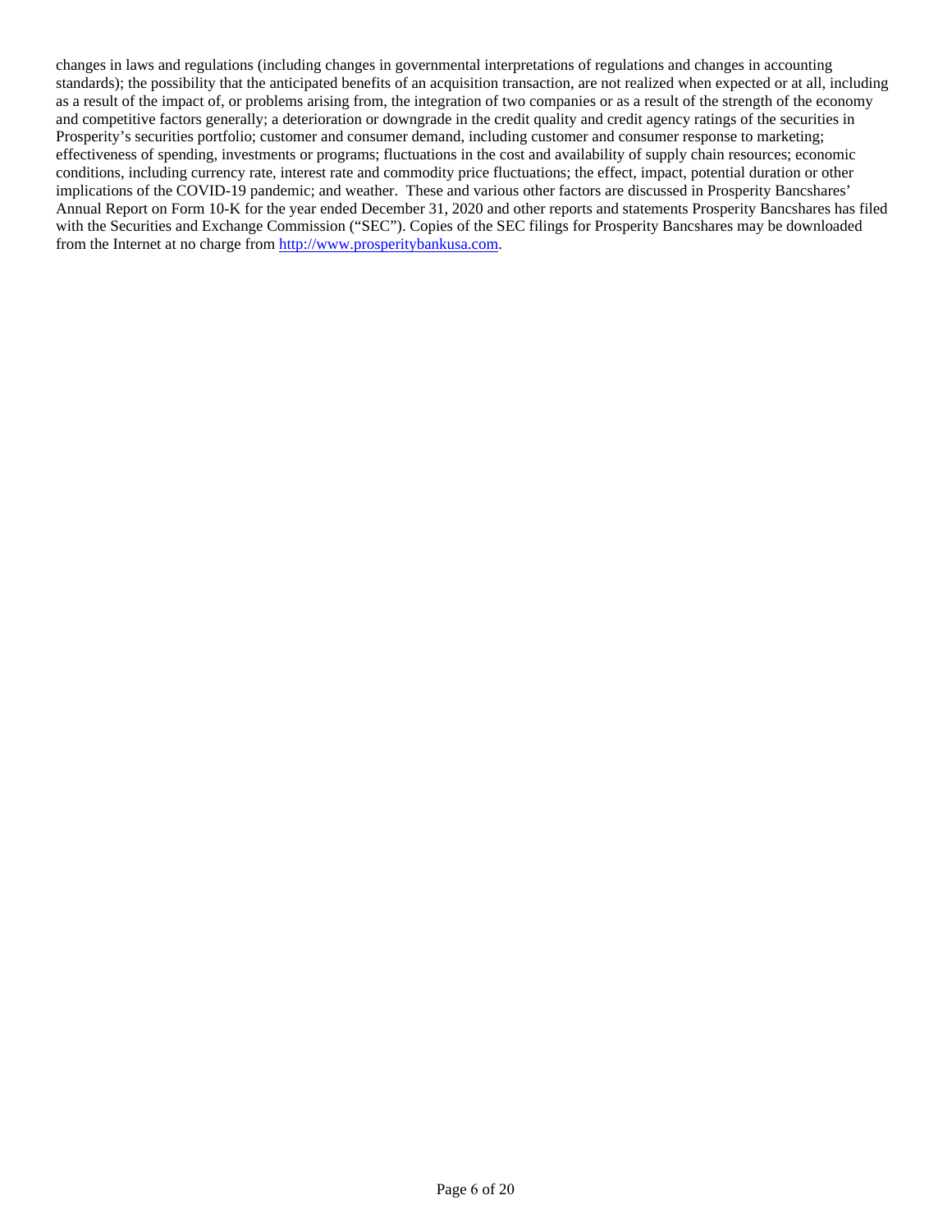changes in laws and regulations (including changes in governmental interpretations of regulations and changes in accounting standards); the possibility that the anticipated benefits of an acquisition transaction, are not realized when expected or at all, including as a result of the impact of, or problems arising from, the integration of two companies or as a result of the strength of the economy and competitive factors generally; a deterioration or downgrade in the credit quality and credit agency ratings of the securities in Prosperity's securities portfolio; customer and consumer demand, including customer and consumer response to marketing; effectiveness of spending, investments or programs; fluctuations in the cost and availability of supply chain resources; economic conditions, including currency rate, interest rate and commodity price fluctuations; the effect, impact, potential duration or other implications of the COVID-19 pandemic; and weather. These and various other factors are discussed in Prosperity Bancshares' Annual Report on Form 10-K for the year ended December 31, 2020 and other reports and statements Prosperity Bancshares has filed with the Securities and Exchange Commission ("SEC"). Copies of the SEC filings for Prosperity Bancshares may be downloaded from the Internet at no charge from http://www.prosperitybankusa.com.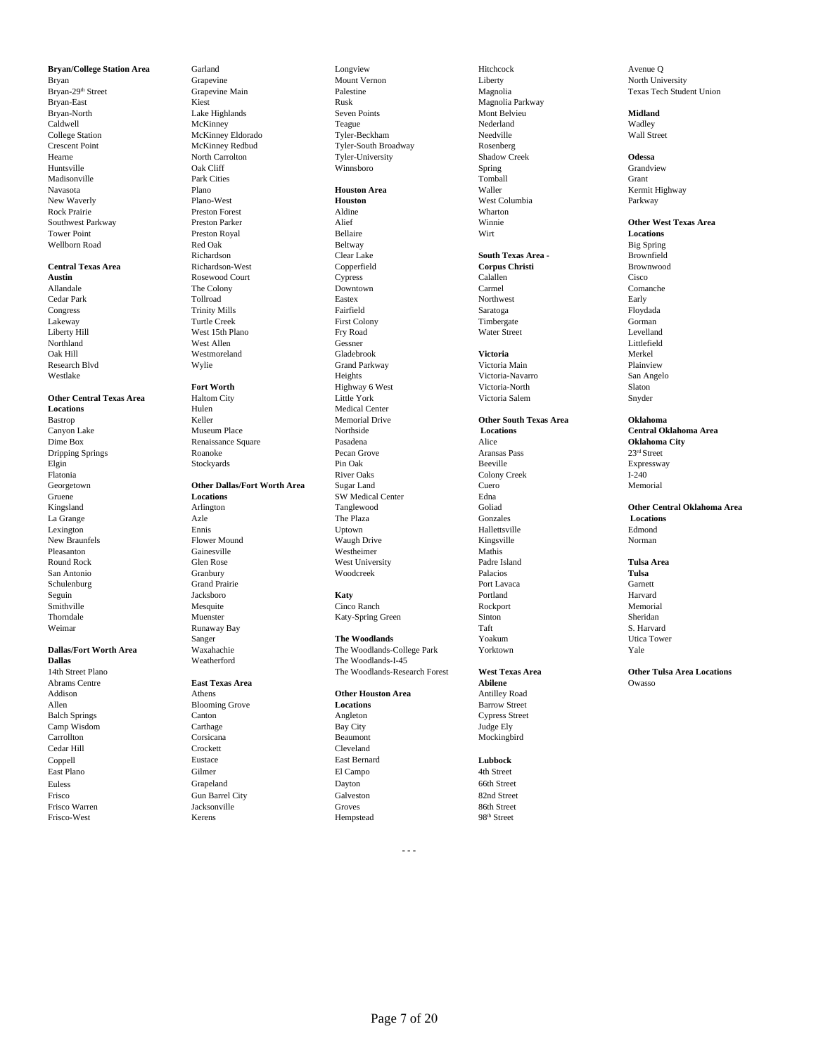**Bryan/College Station Area**
Bryan
Bryan-29th Street
Bryan-East
Bryan-North
Caldwell
College Station
Crescent Point
Hearne
Huntsville
Madisonville
Navasota
New Waverly
Rock Prairie
Southwest Parkway
Tower Point
Wellborn Road

**Central Texas Area**
**Austin**
Allandale
Cedar Park
Congress
Lakeway
Liberty Hill
Northland
Oak Hill
Research Blvd
Westlake

**Other Central Texas Area Locations**
Bastrop
Canyon Lake
Dime Box
Dripping Springs
Elgin
Flatonia
Georgetown
Gruene
Kingsland
La Grange
Lexington
New Braunfels
Pleasanton
Round Rock
San Antonio
Schulenburg
Seguin
Smithville
Thorndale
Weimar

**Dallas/Fort Worth Area**
**Dallas**
14th Street Plano
Abrams Centre
Addison
Allen
Balch Springs
Camp Wisdom
Carrollton
Cedar Hill
Coppell
East Plano
Euless
Frisco
Frisco Warren
Frisco-West
Garland
Grapevine
Grapevine Main
Kiest
Lake Highlands
McKinney
McKinney Eldorado
McKinney Redbud
North Carrolton
Oak Cliff
Park Cities
Plano
Plano-West
Preston Forest
Preston Parker
Preston Royal
Red Oak
Richardson
Richardson-West
Rosewood Court
The Colony
Tollroad
Trinity Mills
Turtle Creek
West 15th Plano
West Allen
Westmoreland
Wylie

**Fort Worth**
Haltom City
Hulen
Keller
Museum Place
Renaissance Square
Roanoke
Stockyards

**Other Dallas/Fort Worth Area Locations**
Arlington
Azle
Ennis
Flower Mound
Gainesville
Glen Rose
Granbury
Grand Prairie
Jacksboro
Mesquite
Muenster
Runaway Bay
Sanger
Waxahachie
Weatherford

**East Texas Area**
Athens
Blooming Grove
Canton
Carthage
Corsicana
Crockett
Eustace
Gilmer
Grapeland
Gun Barrel City
Jacksonville
Kerens
Longview
Mount Vernon
Palestine
Rusk
Seven Points
Teague
Tyler-Beckham
Tyler-South Broadway
Tyler-University
Winnsboro

**Houston Area**
**Houston**
Aldine
Alief
Bellaire
Beltway
Clear Lake
Copperfield
Cypress
Downtown
Eastex
Fairfield
First Colony
Fry Road
Gessner
Gladebrook
Grand Parkway
Heights
Highway 6 West
Little York
Medical Center
Memorial Drive
Northside
Pasadena
Pecan Grove
Pin Oak
River Oaks
Sugar Land
SW Medical Center
Tanglewood
The Plaza
Uptown
Waugh Drive
Westheimer
West University
Woodcreek

**Katy**
Cinco Ranch
Katy-Spring Green

**The Woodlands**
The Woodlands-College Park
The Woodlands-I-45
The Woodlands-Research Forest

**Other Houston Area Locations**
Angleton
Bay City
Beaumont
Cleveland
East Bernard
El Campo
Dayton
Galveston
Groves
Hempstead
Hitchcock
Liberty
Magnolia
Magnolia Parkway
Mont Belvieu
Nederland
Needville
Rosenberg
Shadow Creek
Spring
Tomball
Waller
West Columbia
Wharton
Winnie
Wirt

**South Texas Area - Corpus Christi**
Calallen
Carmel
Northwest
Saratoga
Timbergate
Water Street

**Victoria**
Victoria Main
Victoria-Navarro
Victoria-North
Victoria Salem

**Other South Texas Area Locations**
Alice
Aransas Pass
Beeville
Colony Creek
Cuero
Edna
Goliad
Gonzales
Hallettsville
Kingsville
Mathis
Padre Island
Palacios
Port Lavaca
Portland
Rockport
Sinton
Taft
Yoakum
Yorktown

**West Texas Area**
**Abilene**
Antilley Road
Barrow Street
Cypress Street
Judge Ely
Mockingbird

**Lubbock**
4th Street
66th Street
82nd Street
86th Street
98th Street
Avenue Q
North University
Texas Tech Student Union

**Midland**
Wadley
Wall Street

**Odessa**
Grandview
Grant
Kermit Highway
Parkway

**Other West Texas Area Locations**
Big Spring
Brownfield
Brownwood
Cisco
Comanche
Early
Floydada
Gorman
Levelland
Littlefield
Merkel
Plainview
San Angelo
Slaton
Snyder

**Oklahoma**
**Central Oklahoma Area**
**Oklahoma City**
23rd Street
Expressway
I-240
Memorial

**Other Central Oklahoma Area Locations**
Edmond
Norman

**Tulsa Area**
**Tulsa**
Garnett
Harvard
Memorial
Sheridan
S. Harvard
Utica Tower
Yale

**Other Tulsa Area Locations**
Owasso

- - -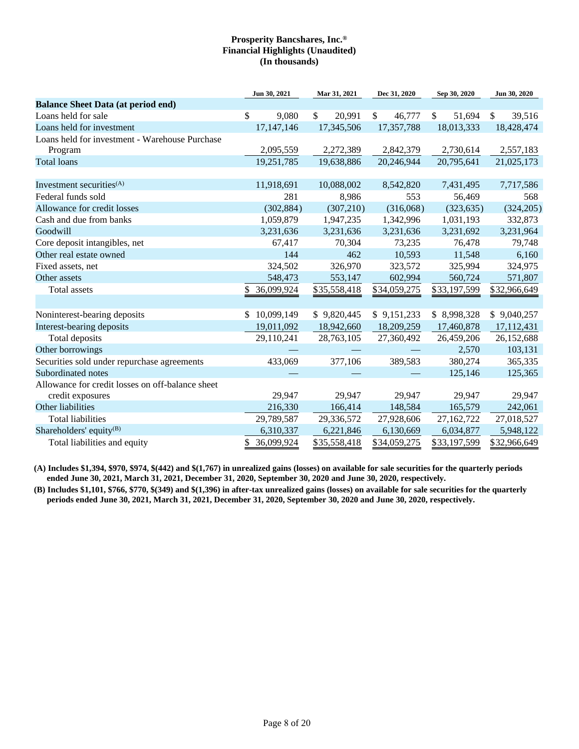**Prosperity Bancshares, Inc.®**
**Financial Highlights (Unaudited)**
**(In thousands)**

| | Jun 30, 2021 | Mar 31, 2021 | Dec 31, 2020 | Sep 30, 2020 | Jun 30, 2020 |
|---|---|---|---|---|---|
| **Balance Sheet Data (at period end)** | | | | | |
| Loans held for sale | $ 9,080 | $ 20,991 | $ 46,777 | $ 51,694 | $ 39,516 |
| Loans held for investment | 17,147,146 | 17,345,506 | 17,357,788 | 18,013,333 | 18,428,474 |
| Loans held for investment - Warehouse Purchase Program | 2,095,559 | 2,272,389 | 2,842,379 | 2,730,614 | 2,557,183 |
| Total loans | 19,251,785 | 19,638,886 | 20,246,944 | 20,795,641 | 21,025,173 |
| | | | | | |
| Investment securities(A) | 11,918,691 | 10,088,002 | 8,542,820 | 7,431,495 | 7,717,586 |
| Federal funds sold | 281 | 8,986 | 553 | 56,469 | 568 |
| Allowance for credit losses | (302,884) | (307,210) | (316,068) | (323,635) | (324,205) |
| Cash and due from banks | 1,059,879 | 1,947,235 | 1,342,996 | 1,031,193 | 332,873 |
| Goodwill | 3,231,636 | 3,231,636 | 3,231,636 | 3,231,692 | 3,231,964 |
| Core deposit intangibles, net | 67,417 | 70,304 | 73,235 | 76,478 | 79,748 |
| Other real estate owned | 144 | 462 | 10,593 | 11,548 | 6,160 |
| Fixed assets, net | 324,502 | 326,970 | 323,572 | 325,994 | 324,975 |
| Other assets | 548,473 | 553,147 | 602,994 | 560,724 | 571,807 |
| Total assets | $ 36,099,924 | $35,558,418 | $34,059,275 | $33,197,599 | $32,966,649 |
| | | | | | |
| Noninterest-bearing deposits | $ 10,099,149 | $ 9,820,445 | $ 9,151,233 | $ 8,998,328 | $ 9,040,257 |
| Interest-bearing deposits | 19,011,092 | 18,942,660 | 18,209,259 | 17,460,878 | 17,112,431 |
| Total deposits | 29,110,241 | 28,763,105 | 27,360,492 | 26,459,206 | 26,152,688 |
| Other borrowings | — | — | — | 2,570 | 103,131 |
| Securities sold under repurchase agreements | 433,069 | 377,106 | 389,583 | 380,274 | 365,335 |
| Subordinated notes | — | — | — | 125,146 | 125,365 |
| Allowance for credit losses on off-balance sheet credit exposures | 29,947 | 29,947 | 29,947 | 29,947 | 29,947 |
| Other liabilities | 216,330 | 166,414 | 148,584 | 165,579 | 242,061 |
| Total liabilities | 29,789,587 | 29,336,572 | 27,928,606 | 27,162,722 | 27,018,527 |
| Shareholders' equity(B) | 6,310,337 | 6,221,846 | 6,130,669 | 6,034,877 | 5,948,122 |
| Total liabilities and equity | $ 36,099,924 | $35,558,418 | $34,059,275 | $33,197,599 | $32,966,649 |

**(A) Includes $1,394, $970, $974, $(442) and $(1,767) in unrealized gains (losses) on available for sale securities for the quarterly periods ended June 30, 2021, March 31, 2021, December 31, 2020, September 30, 2020 and June 30, 2020, respectively.**

**(B) Includes $1,101, $766, $770, $(349) and $(1,396) in after-tax unrealized gains (losses) on available for sale securities for the quarterly periods ended June 30, 2021, March 31, 2021, December 31, 2020, September 30, 2020 and June 30, 2020, respectively.**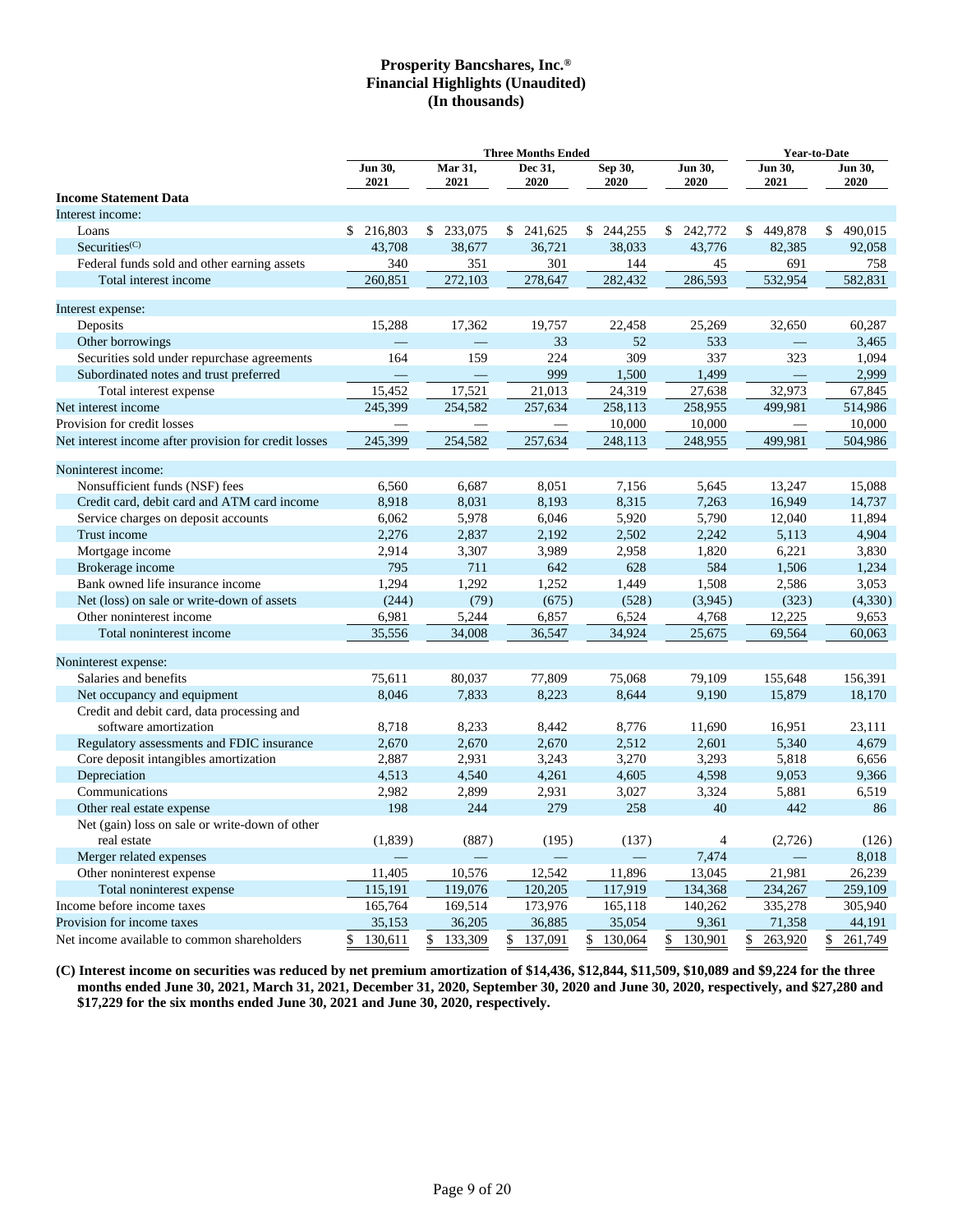# Prosperity Bancshares, Inc.®
## Financial Highlights (Unaudited)
## (In thousands)

| | Three Months Ended | | | | | Year-to-Date | |
|---|---|---|---|---|---|---|---|
| | Jun 30, 2021 | Mar 31, 2021 | Dec 31, 2020 | Sep 30, 2020 | Jun 30, 2020 | Jun 30, 2021 | Jun 30, 2020 |
| **Income Statement Data** | | | | | | | |
| Interest income: | | | | | | | |
| Loans | $ 216,803 | $ 233,075 | $ 241,625 | $ 244,255 | $ 242,772 | $ 449,878 | $ 490,015 |
| Securities(C) | 43,708 | 38,677 | 36,721 | 38,033 | 43,776 | 82,385 | 92,058 |
| Federal funds sold and other earning assets | 340 | 351 | 301 | 144 | 45 | 691 | 758 |
| Total interest income | 260,851 | 272,103 | 278,647 | 282,432 | 286,593 | 532,954 | 582,831 |
| Interest expense: | | | | | | | |
| Deposits | 15,288 | 17,362 | 19,757 | 22,458 | 25,269 | 32,650 | 60,287 |
| Other borrowings | — | — | 33 | 52 | 533 | — | 3,465 |
| Securities sold under repurchase agreements | 164 | 159 | 224 | 309 | 337 | 323 | 1,094 |
| Subordinated notes and trust preferred | — | — | 999 | 1,500 | 1,499 | — | 2,999 |
| Total interest expense | 15,452 | 17,521 | 21,013 | 24,319 | 27,638 | 32,973 | 67,845 |
| Net interest income | 245,399 | 254,582 | 257,634 | 258,113 | 258,955 | 499,981 | 514,986 |
| Provision for credit losses | — | — | — | 10,000 | 10,000 | — | 10,000 |
| Net interest income after provision for credit losses | 245,399 | 254,582 | 257,634 | 248,113 | 248,955 | 499,981 | 504,986 |
| Noninterest income: | | | | | | | |
| Nonsufficient funds (NSF) fees | 6,560 | 6,687 | 8,051 | 7,156 | 5,645 | 13,247 | 15,088 |
| Credit card, debit card and ATM card income | 8,918 | 8,031 | 8,193 | 8,315 | 7,263 | 16,949 | 14,737 |
| Service charges on deposit accounts | 6,062 | 5,978 | 6,046 | 5,920 | 5,790 | 12,040 | 11,894 |
| Trust income | 2,276 | 2,837 | 2,192 | 2,502 | 2,242 | 5,113 | 4,904 |
| Mortgage income | 2,914 | 3,307 | 3,989 | 2,958 | 1,820 | 6,221 | 3,830 |
| Brokerage income | 795 | 711 | 642 | 628 | 584 | 1,506 | 1,234 |
| Bank owned life insurance income | 1,294 | 1,292 | 1,252 | 1,449 | 1,508 | 2,586 | 3,053 |
| Net (loss) on sale or write-down of assets | (244) | (79) | (675) | (528) | (3,945) | (323) | (4,330) |
| Other noninterest income | 6,981 | 5,244 | 6,857 | 6,524 | 4,768 | 12,225 | 9,653 |
| Total noninterest income | 35,556 | 34,008 | 36,547 | 34,924 | 25,675 | 69,564 | 60,063 |
| Noninterest expense: | | | | | | | |
| Salaries and benefits | 75,611 | 80,037 | 77,809 | 75,068 | 79,109 | 155,648 | 156,391 |
| Net occupancy and equipment | 8,046 | 7,833 | 8,223 | 8,644 | 9,190 | 15,879 | 18,170 |
| Credit and debit card, data processing and software amortization | 8,718 | 8,233 | 8,442 | 8,776 | 11,690 | 16,951 | 23,111 |
| Regulatory assessments and FDIC insurance | 2,670 | 2,670 | 2,670 | 2,512 | 2,601 | 5,340 | 4,679 |
| Core deposit intangibles amortization | 2,887 | 2,931 | 3,243 | 3,270 | 3,293 | 5,818 | 6,656 |
| Depreciation | 4,513 | 4,540 | 4,261 | 4,605 | 4,598 | 9,053 | 9,366 |
| Communications | 2,982 | 2,899 | 2,931 | 3,027 | 3,324 | 5,881 | 6,519 |
| Other real estate expense | 198 | 244 | 279 | 258 | 40 | 442 | 86 |
| Net (gain) loss on sale or write-down of other real estate | (1,839) | (887) | (195) | (137) | 4 | (2,726) | (126) |
| Merger related expenses | — | — | — | — | 7,474 | — | 8,018 |
| Other noninterest expense | 11,405 | 10,576 | 12,542 | 11,896 | 13,045 | 21,981 | 26,239 |
| Total noninterest expense | 115,191 | 119,076 | 120,205 | 117,919 | 134,368 | 234,267 | 259,109 |
| Income before income taxes | 165,764 | 169,514 | 173,976 | 165,118 | 140,262 | 335,278 | 305,940 |
| Provision for income taxes | 35,153 | 36,205 | 36,885 | 35,054 | 9,361 | 71,358 | 44,191 |
| Net income available to common shareholders | $ 130,611 | $ 133,309 | $ 137,091 | $ 130,064 | $ 130,901 | $ 263,920 | $ 261,749 |

**(C) Interest income on securities was reduced by net premium amortization of $14,436, $12,844, $11,509, $10,089 and $9,224 for the three months ended June 30, 2021, March 31, 2021, December 31, 2020, September 30, 2020 and June 30, 2020, respectively, and $27,280 and $17,229 for the six months ended June 30, 2021 and June 30, 2020, respectively.**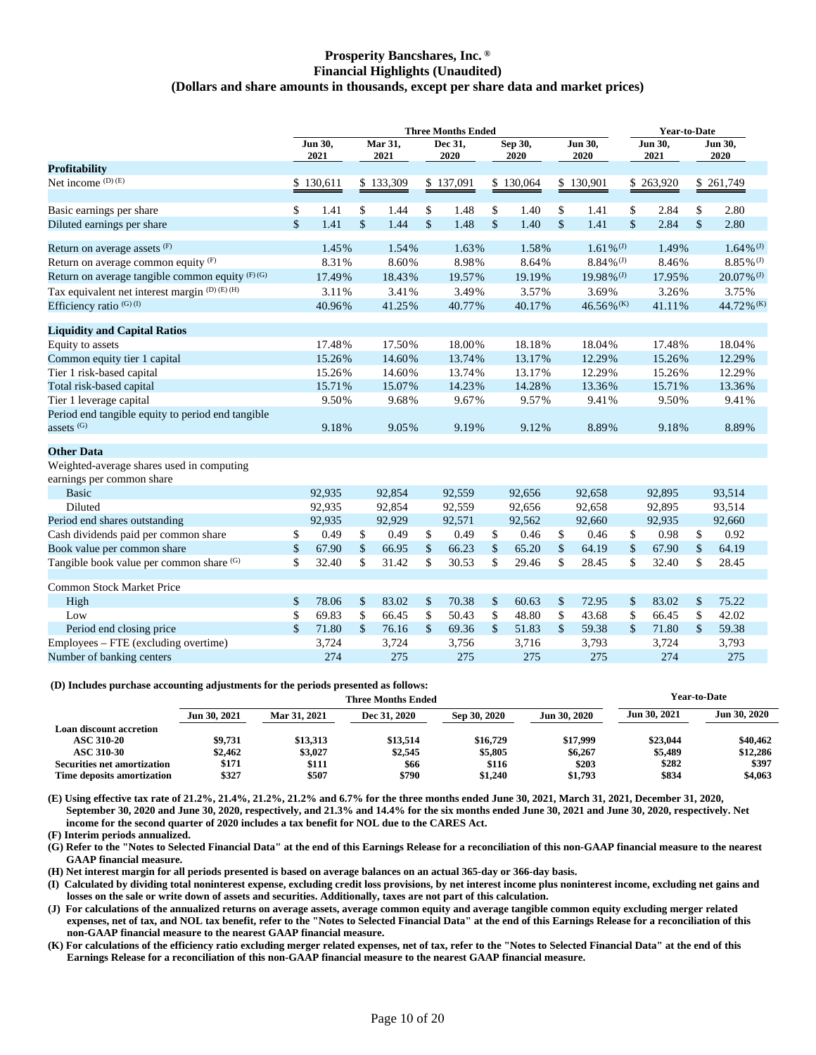# Prosperity Bancshares, Inc. ®
## Financial Highlights (Unaudited)
### (Dollars and share amounts in thousands, except per share data and market prices)

| | Three Months Ended | | | | | Year-to-Date | |
|---|---|---|---|---|---|---|---|
| | Jun 30, 2021 | Mar 31, 2021 | Dec 31, 2020 | Sep 30, 2020 | Jun 30, 2020 | Jun 30, 2021 | Jun 30, 2020 |
| **Profitability** | | | | | | | |
| Net income (D) (E) | $ 130,611 | $ 133,309 | $ 137,091 | $ 130,064 | $ 130,901 | $ 263,920 | $ 261,749 |
| | | | | | | | |
| Basic earnings per share | $ 1.41 | $ 1.44 | $ 1.48 | $ 1.40 | $ 1.41 | $ 2.84 | $ 2.80 |
| Diluted earnings per share | $ 1.41 | $ 1.44 | $ 1.48 | $ 1.40 | $ 1.41 | $ 2.84 | $ 2.80 |
| | | | | | | | |
| Return on average assets (F) | 1.45% | 1.54% | 1.63% | 1.58% | 1.61% (J) | 1.49% | 1.64% (J) |
| Return on average common equity (F) | 8.31% | 8.60% | 8.98% | 8.64% | 8.84% (J) | 8.46% | 8.85% (J) |
| Return on average tangible common equity (F) (G) | 17.49% | 18.43% | 19.57% | 19.19% | 19.98% (J) | 17.95% | 20.07% (J) |
| Tax equivalent net interest margin (D) (E) (H) | 3.11% | 3.41% | 3.49% | 3.57% | 3.69% | 3.26% | 3.75% |
| Efficiency ratio (G) (I) | 40.96% | 41.25% | 40.77% | 40.17% | 46.56% (K) | 41.11% | 44.72% (K) |
| | | | | | | | |
| **Liquidity and Capital Ratios** | | | | | | | |
| Equity to assets | 17.48% | 17.50% | 18.00% | 18.18% | 18.04% | 17.48% | 18.04% |
| Common equity tier 1 capital | 15.26% | 14.60% | 13.74% | 13.17% | 12.29% | 15.26% | 12.29% |
| Tier 1 risk-based capital | 15.26% | 14.60% | 13.74% | 13.17% | 12.29% | 15.26% | 12.29% |
| Total risk-based capital | 15.71% | 15.07% | 14.23% | 14.28% | 13.36% | 15.71% | 13.36% |
| Tier 1 leverage capital | 9.50% | 9.68% | 9.67% | 9.57% | 9.41% | 9.50% | 9.41% |
| Period end tangible equity to period end tangible assets (G) | 9.18% | 9.05% | 9.19% | 9.12% | 8.89% | 9.18% | 8.89% |
| | | | | | | | |
| **Other Data** | | | | | | | |
| Weighted-average shares used in computing earnings per common share | | | | | | | |
| Basic | 92,935 | 92,854 | 92,559 | 92,656 | 92,658 | 92,895 | 93,514 |
| Diluted | 92,935 | 92,854 | 92,559 | 92,656 | 92,658 | 92,895 | 93,514 |
| Period end shares outstanding | 92,935 | 92,929 | 92,571 | 92,562 | 92,660 | 92,935 | 92,660 |
| Cash dividends paid per common share | $ 0.49 | $ 0.49 | $ 0.49 | $ 0.46 | $ 0.46 | $ 0.98 | $ 0.92 |
| Book value per common share | $ 67.90 | $ 66.95 | $ 66.23 | $ 65.20 | $ 64.19 | $ 67.90 | $ 64.19 |
| Tangible book value per common share (G) | $ 32.40 | $ 31.42 | $ 30.53 | $ 29.46 | $ 28.45 | $ 32.40 | $ 28.45 |
| | | | | | | | |
| Common Stock Market Price | | | | | | | |
| High | $ 78.06 | $ 83.02 | $ 70.38 | $ 60.63 | $ 72.95 | $ 83.02 | $ 75.22 |
| Low | $ 69.83 | $ 66.45 | $ 50.43 | $ 48.80 | $ 43.68 | $ 66.45 | $ 42.02 |
| Period end closing price | $ 71.80 | $ 76.16 | $ 69.36 | $ 51.83 | $ 59.38 | $ 71.80 | $ 59.38 |
| Employees – FTE (excluding overtime) | 3,724 | 3,724 | 3,756 | 3,716 | 3,793 | 3,724 | 3,793 |
| Number of banking centers | 274 | 275 | 275 | 275 | 275 | 274 | 275 |

**(D) Includes purchase accounting adjustments for the periods presented as follows:**

| | Three Months Ended | | | | | Year-to-Date | |
|---|---|---|---|---|---|---|---|
| | Jun 30, 2021 | Mar 31, 2021 | Dec 31, 2020 | Sep 30, 2020 | Jun 30, 2020 | Jun 30, 2021 | Jun 30, 2020 |
| **Loan discount accretion** | | | | | | | |
| **ASC 310-20** | $9,731 | $13,313 | $13,514 | $16,729 | $17,999 | $23,044 | $40,462 |
| **ASC 310-30** | $2,462 | $3,027 | $2,545 | $5,805 | $6,267 | $5,489 | $12,286 |
| **Securities net amortization** | $171 | $111 | $66 | $116 | $203 | $282 | $397 |
| **Time deposits amortization** | $327 | $507 | $790 | $1,240 | $1,793 | $834 | $4,063 |

**(E) Using effective tax rate of 21.2%, 21.4%, 21.2%, 21.2% and 6.7% for the three months ended June 30, 2021, March 31, 2021, December 31, 2020, September 30, 2020 and June 30, 2020, respectively, and 21.3% and 14.4% for the six months ended June 30, 2021 and June 30, 2020, respectively. Net income for the second quarter of 2020 includes a tax benefit for NOL due to the CARES Act.**

**(F) Interim periods annualized.**

**(G) Refer to the "Notes to Selected Financial Data" at the end of this Earnings Release for a reconciliation of this non-GAAP financial measure to the nearest GAAP financial measure.**

**(H) Net interest margin for all periods presented is based on average balances on an actual 365-day or 366-day basis.**

**(I) Calculated by dividing total noninterest expense, excluding credit loss provisions, by net interest income plus noninterest income, excluding net gains and losses on the sale or write down of assets and securities. Additionally, taxes are not part of this calculation.**

**(J) For calculations of the annualized returns on average assets, average common equity and average tangible common equity excluding merger related expenses, net of tax, and NOL tax benefit, refer to the "Notes to Selected Financial Data" at the end of this Earnings Release for a reconciliation of this non-GAAP financial measure to the nearest GAAP financial measure.**

**(K) For calculations of the efficiency ratio excluding merger related expenses, net of tax, refer to the "Notes to Selected Financial Data" at the end of this Earnings Release for a reconciliation of this non-GAAP financial measure to the nearest GAAP financial measure.**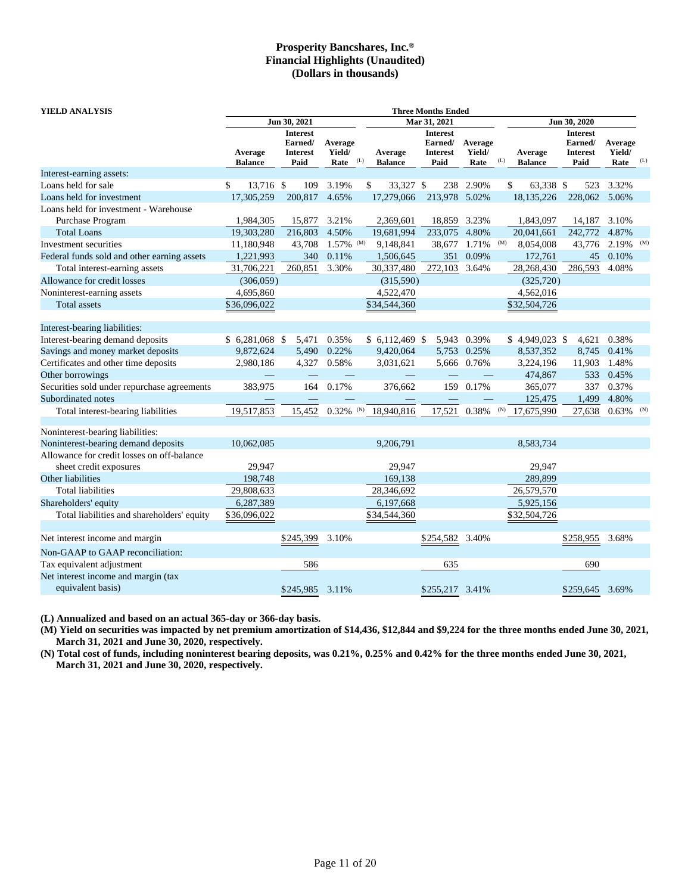# Prosperity Bancshares, Inc.®
## Financial Highlights (Unaudited)
## (Dollars in thousands)

**YIELD ANALYSIS**

| | Three Months Ended | | | | | | | | |
|---|---|---|---|---|---|---|---|---|---|
| | Jun 30, 2021 | | | Mar 31, 2021 | | | Jun 30, 2020 | | |
| | Average Balance | Interest Earned/ Interest Paid | Average Yield/ Rate (L) | Average Balance | Interest Earned/ Interest Paid | Average Yield/ Rate (L) | Average Balance | Interest Earned/ Interest Paid | Average Yield/ Rate (L) |
| Interest-earning assets: | | | | | | | | | |
| Loans held for sale | $ 13,716 | $ 109 | 3.19% | $ 33,327 | $ 238 | 2.90% | $ 63,338 | $ 523 | 3.32% |
| Loans held for investment | 17,305,259 | 200,817 | 4.65% | 17,279,066 | 213,978 | 5.02% | 18,135,226 | 228,062 | 5.06% |
| Loans held for investment - Warehouse Purchase Program | 1,984,305 | 15,877 | 3.21% | 2,369,601 | 18,859 | 3.23% | 1,843,097 | 14,187 | 3.10% |
| Total Loans | 19,303,280 | 216,803 | 4.50% | 19,681,994 | 233,075 | 4.80% | 20,041,661 | 242,772 | 4.87% |
| Investment securities | 11,180,948 | 43,708 | 1.57% (M) | 9,148,841 | 38,677 | 1.71% (M) | 8,054,008 | 43,776 | 2.19% (M) |
| Federal funds sold and other earning assets | 1,221,993 | 340 | 0.11% | 1,506,645 | 351 | 0.09% | 172,761 | 45 | 0.10% |
| Total interest-earning assets | 31,706,221 | 260,851 | 3.30% | 30,337,480 | 272,103 | 3.64% | 28,268,430 | 286,593 | 4.08% |
| Allowance for credit losses | (306,059) | | | (315,590) | | | (325,720) | | |
| Noninterest-earning assets | 4,695,860 | | | 4,522,470 | | | 4,562,016 | | |
| Total assets | $36,096,022 | | | $34,544,360 | | | $32,504,726 | | |
| | | | | | | | | | |
| Interest-bearing liabilities: | | | | | | | | | |
| Interest-bearing demand deposits | $ 6,281,068 | $ 5,471 | 0.35% | $ 6,112,469 | $ 5,943 | 0.39% | $ 4,949,023 | $ 4,621 | 0.38% |
| Savings and money market deposits | 9,872,624 | 5,490 | 0.22% | 9,420,064 | 5,753 | 0.25% | 8,537,352 | 8,745 | 0.41% |
| Certificates and other time deposits | 2,980,186 | 4,327 | 0.58% | 3,031,621 | 5,666 | 0.76% | 3,224,196 | 11,903 | 1.48% |
| Other borrowings | — | — | — | — | — | — | 474,867 | 533 | 0.45% |
| Securities sold under repurchase agreements | 383,975 | 164 | 0.17% | 376,662 | 159 | 0.17% | 365,077 | 337 | 0.37% |
| Subordinated notes | — | — | — | — | — | — | 125,475 | 1,499 | 4.80% |
| Total interest-bearing liabilities | 19,517,853 | 15,452 | 0.32% (N) | 18,940,816 | 17,521 | 0.38% (N) | 17,675,990 | 27,638 | 0.63% (N) |
| | | | | | | | | | |
| Noninterest-bearing liabilities: | | | | | | | | | |
| Noninterest-bearing demand deposits | 10,062,085 | | | 9,206,791 | | | 8,583,734 | | |
| Allowance for credit losses on off-balance sheet credit exposures | 29,947 | | | 29,947 | | | 29,947 | | |
| Other liabilities | 198,748 | | | 169,138 | | | 289,899 | | |
| Total liabilities | 29,808,633 | | | 28,346,692 | | | 26,579,570 | | |
| Shareholders' equity | 6,287,389 | | | 6,197,668 | | | 5,925,156 | | |
| Total liabilities and shareholders' equity | $36,096,022 | | | $34,544,360 | | | $32,504,726 | | |
| | | | | | | | | | |
| Net interest income and margin | | $245,399 | 3.10% | | $254,582 | 3.40% | | $258,955 | 3.68% |
| Non-GAAP to GAAP reconciliation: | | | | | | | | | |
| Tax equivalent adjustment | | 586 | | | 635 | | | 690 | |
| Net interest income and margin (tax equivalent basis) | | $245,985 | 3.11% | | $255,217 | 3.41% | | $259,645 | 3.69% |

**(L) Annualized and based on an actual 365-day or 366-day basis.**

**(M) Yield on securities was impacted by net premium amortization of $14,436, $12,844 and $9,224 for the three months ended June 30, 2021, March 31, 2021 and June 30, 2020, respectively.**

**(N) Total cost of funds, including noninterest bearing deposits, was 0.21%, 0.25% and 0.42% for the three months ended June 30, 2021, March 31, 2021 and June 30, 2020, respectively.**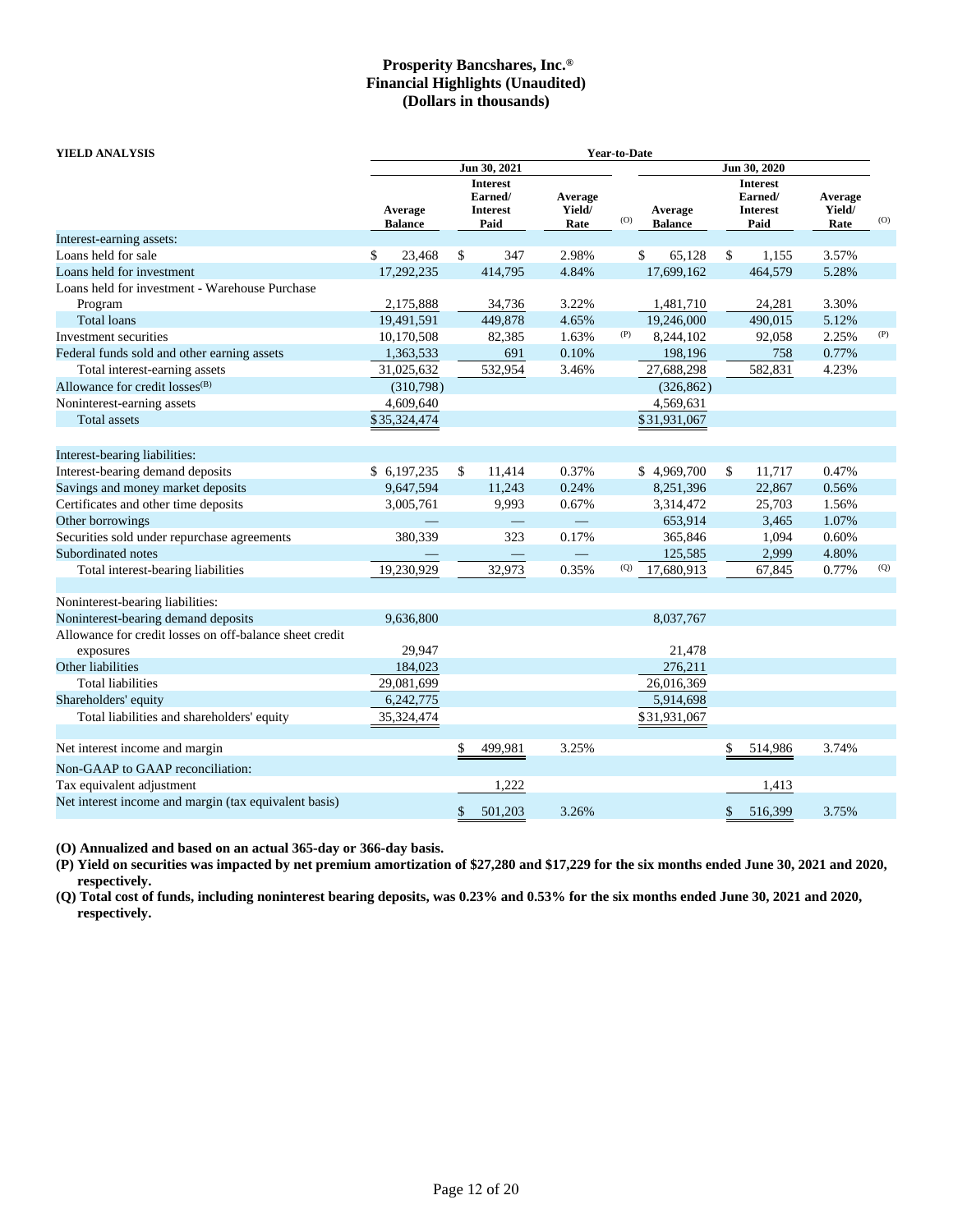# Prosperity Bancshares, Inc.®
## Financial Highlights (Unaudited)
## (Dollars in thousands)

| YIELD ANALYSIS | Year-to-Date | | | | | | | |
|---|---|---|---|---|---|---|---|---|
| | Jun 30, 2021 | | | | Jun 30, 2020 | | | |
| | Average Balance | Interest Earned/ Interest Paid | Average Yield/ Rate | (O) | Average Balance | Interest Earned/ Interest Paid | Average Yield/ Rate | (O) |
| Interest-earning assets: | | | | | | | | |
| Loans held for sale | $ 23,468 | $ 347 | 2.98% | | $ 65,128 | $ 1,155 | 3.57% | |
| Loans held for investment | 17,292,235 | 414,795 | 4.84% | | 17,699,162 | 464,579 | 5.28% | |
| Loans held for investment - Warehouse Purchase Program | 2,175,888 | 34,736 | 3.22% | | 1,481,710 | 24,281 | 3.30% | |
| Total loans | 19,491,591 | 449,878 | 4.65% | | 19,246,000 | 490,015 | 5.12% | |
| Investment securities | 10,170,508 | 82,385 | 1.63% | (P) | 8,244,102 | 92,058 | 2.25% | (P) |
| Federal funds sold and other earning assets | 1,363,533 | 691 | 0.10% | | 198,196 | 758 | 0.77% | |
| Total interest-earning assets | 31,025,632 | 532,954 | 3.46% | | 27,688,298 | 582,831 | 4.23% | |
| Allowance for credit losses[(B)] | (310,798) | | | | (326,862) | | | |
| Noninterest-earning assets | 4,609,640 | | | | 4,569,631 | | | |
| Total assets | $35,324,474 | | | | $31,931,067 | | | |
| | | | | | | | | |
| Interest-bearing liabilities: | | | | | | | | |
| Interest-bearing demand deposits | $ 6,197,235 | $ 11,414 | 0.37% | | $ 4,969,700 | $ 11,717 | 0.47% | |
| Savings and money market deposits | 9,647,594 | 11,243 | 0.24% | | 8,251,396 | 22,867 | 0.56% | |
| Certificates and other time deposits | 3,005,761 | 9,993 | 0.67% | | 3,314,472 | 25,703 | 1.56% | |
| Other borrowings | — | — | — | | 653,914 | 3,465 | 1.07% | |
| Securities sold under repurchase agreements | 380,339 | 323 | 0.17% | | 365,846 | 1,094 | 0.60% | |
| Subordinated notes | — | — | — | | 125,585 | 2,999 | 4.80% | |
| Total interest-bearing liabilities | 19,230,929 | 32,973 | 0.35% | (Q) | 17,680,913 | 67,845 | 0.77% | (Q) |
| | | | | | | | | |
| Noninterest-bearing liabilities: | | | | | | | | |
| Noninterest-bearing demand deposits | 9,636,800 | | | | 8,037,767 | | | |
| Allowance for credit losses on off-balance sheet credit exposures | 29,947 | | | | 21,478 | | | |
| Other liabilities | 184,023 | | | | 276,211 | | | |
| Total liabilities | 29,081,699 | | | | 26,016,369 | | | |
| Shareholders' equity | 6,242,775 | | | | 5,914,698 | | | |
| Total liabilities and shareholders' equity | 35,324,474 | | | | $31,931,067 | | | |
| | | | | | | | | |
| Net interest income and margin | | $ 499,981 | 3.25% | | | $ 514,986 | 3.74% | |
| Non-GAAP to GAAP reconciliation: | | | | | | | | |
| Tax equivalent adjustment | | 1,222 | | | | 1,413 | | |
| Net interest income and margin (tax equivalent basis) | | $ 501,203 | 3.26% | | | $ 516,399 | 3.75% | |

**(O) Annualized and based on an actual 365-day or 366-day basis.**

**(P) Yield on securities was impacted by net premium amortization of $27,280 and $17,229 for the six months ended June 30, 2021 and 2020, respectively.**

**(Q) Total cost of funds, including noninterest bearing deposits, was 0.23% and 0.53% for the six months ended June 30, 2021 and 2020, respectively.**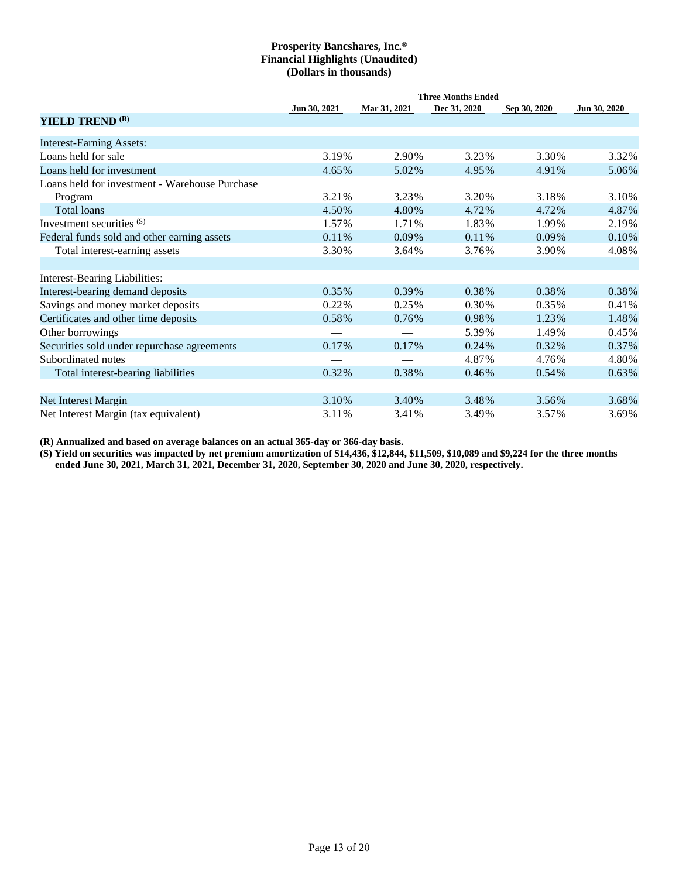**Prosperity Bancshares, Inc.®**
**Financial Highlights (Unaudited)**
**(Dollars in thousands)**

| | Three Months Ended | | | | |
|---|---|---|---|---|---|
| | Jun 30, 2021 | Mar 31, 2021 | Dec 31, 2020 | Sep 30, 2020 | Jun 30, 2020 |
| **YIELD TREND (R)** | | | | | |
| Interest-Earning Assets: | | | | | |
| Loans held for sale | 3.19% | 2.90% | 3.23% | 3.30% | 3.32% |
| Loans held for investment | 4.65% | 5.02% | 4.95% | 4.91% | 5.06% |
| Loans held for investment - Warehouse Purchase Program | 3.21% | 3.23% | 3.20% | 3.18% | 3.10% |
| Total loans | 4.50% | 4.80% | 4.72% | 4.72% | 4.87% |
| Investment securities (S) | 1.57% | 1.71% | 1.83% | 1.99% | 2.19% |
| Federal funds sold and other earning assets | 0.11% | 0.09% | 0.11% | 0.09% | 0.10% |
| Total interest-earning assets | 3.30% | 3.64% | 3.76% | 3.90% | 4.08% |
| | | | | | |
| Interest-Bearing Liabilities: | | | | | |
| Interest-bearing demand deposits | 0.35% | 0.39% | 0.38% | 0.38% | 0.38% |
| Savings and money market deposits | 0.22% | 0.25% | 0.30% | 0.35% | 0.41% |
| Certificates and other time deposits | 0.58% | 0.76% | 0.98% | 1.23% | 1.48% |
| Other borrowings | — | — | 5.39% | 1.49% | 0.45% |
| Securities sold under repurchase agreements | 0.17% | 0.17% | 0.24% | 0.32% | 0.37% |
| Subordinated notes | — | — | 4.87% | 4.76% | 4.80% |
| Total interest-bearing liabilities | 0.32% | 0.38% | 0.46% | 0.54% | 0.63% |
| | | | | | |
| Net Interest Margin | 3.10% | 3.40% | 3.48% | 3.56% | 3.68% |
| Net Interest Margin (tax equivalent) | 3.11% | 3.41% | 3.49% | 3.57% | 3.69% |

**(R) Annualized and based on average balances on an actual 365-day or 366-day basis.**

**(S) Yield on securities was impacted by net premium amortization of $14,436, $12,844, $11,509, $10,089 and $9,224 for the three months ended June 30, 2021, March 31, 2021, December 31, 2020, September 30, 2020 and June 30, 2020, respectively.**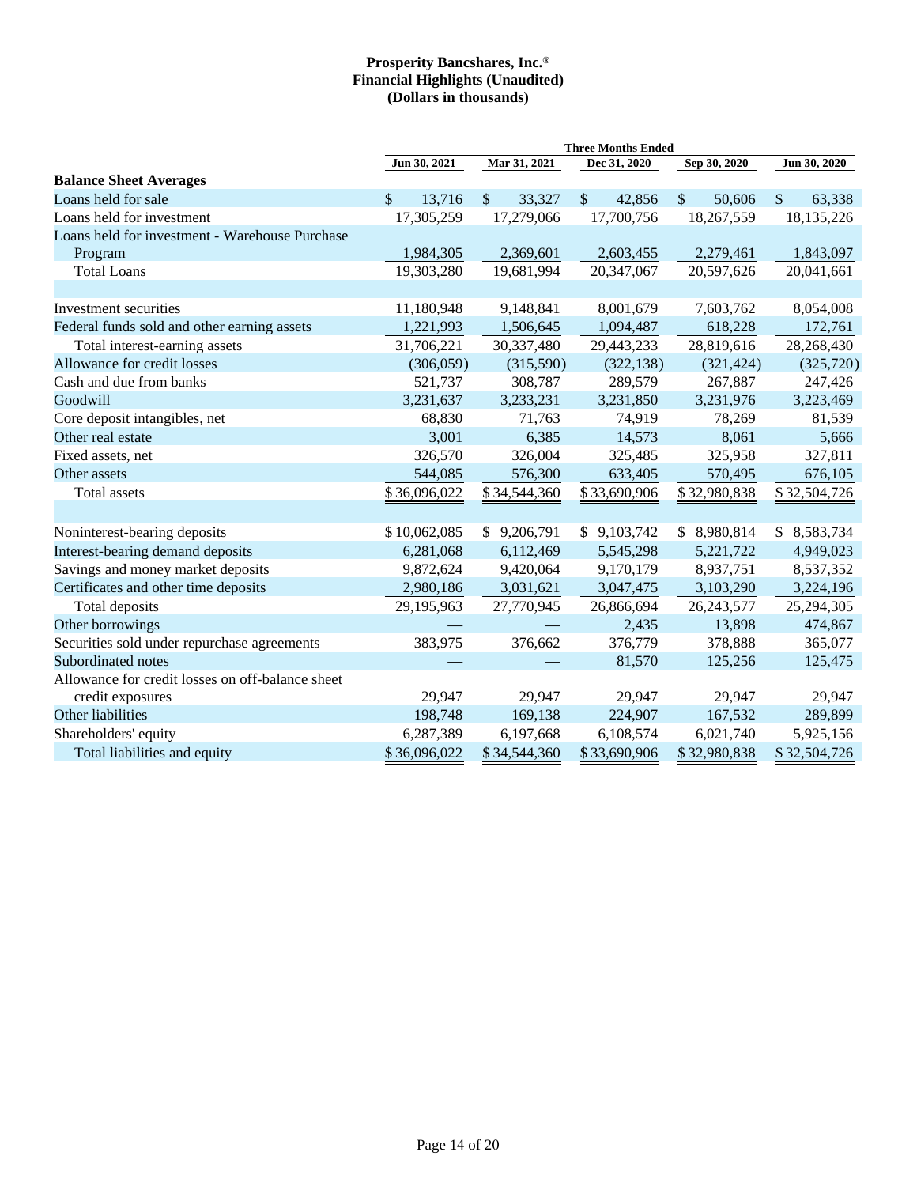**Prosperity Bancshares, Inc.®**
**Financial Highlights (Unaudited)**
**(Dollars in thousands)**

| | Three Months Ended | | | | |
|---|---|---|---|---|---|
| | Jun 30, 2021 | Mar 31, 2021 | Dec 31, 2020 | Sep 30, 2020 | Jun 30, 2020 |
| **Balance Sheet Averages** | | | | | |
| Loans held for sale | $ 13,716 | $ 33,327 | $ 42,856 | $ 50,606 | $ 63,338 |
| Loans held for investment | 17,305,259 | 17,279,066 | 17,700,756 | 18,267,559 | 18,135,226 |
| Loans held for investment - Warehouse Purchase Program | 1,984,305 | 2,369,601 | 2,603,455 | 2,279,461 | 1,843,097 |
| Total Loans | 19,303,280 | 19,681,994 | 20,347,067 | 20,597,626 | 20,041,661 |
| | | | | | |
| Investment securities | 11,180,948 | 9,148,841 | 8,001,679 | 7,603,762 | 8,054,008 |
| Federal funds sold and other earning assets | 1,221,993 | 1,506,645 | 1,094,487 | 618,228 | 172,761 |
| Total interest-earning assets | 31,706,221 | 30,337,480 | 29,443,233 | 28,819,616 | 28,268,430 |
| Allowance for credit losses | (306,059) | (315,590) | (322,138) | (321,424) | (325,720) |
| Cash and due from banks | 521,737 | 308,787 | 289,579 | 267,887 | 247,426 |
| Goodwill | 3,231,637 | 3,233,231 | 3,231,850 | 3,231,976 | 3,223,469 |
| Core deposit intangibles, net | 68,830 | 71,763 | 74,919 | 78,269 | 81,539 |
| Other real estate | 3,001 | 6,385 | 14,573 | 8,061 | 5,666 |
| Fixed assets, net | 326,570 | 326,004 | 325,485 | 325,958 | 327,811 |
| Other assets | 544,085 | 576,300 | 633,405 | 570,495 | 676,105 |
| Total assets | $ 36,096,022 | $ 34,544,360 | $ 33,690,906 | $ 32,980,838 | $ 32,504,726 |
| | | | | | |
| Noninterest-bearing deposits | $ 10,062,085 | $ 9,206,791 | $ 9,103,742 | $ 8,980,814 | $ 8,583,734 |
| Interest-bearing demand deposits | 6,281,068 | 6,112,469 | 5,545,298 | 5,221,722 | 4,949,023 |
| Savings and money market deposits | 9,872,624 | 9,420,064 | 9,170,179 | 8,937,751 | 8,537,352 |
| Certificates and other time deposits | 2,980,186 | 3,031,621 | 3,047,475 | 3,103,290 | 3,224,196 |
| Total deposits | 29,195,963 | 27,770,945 | 26,866,694 | 26,243,577 | 25,294,305 |
| Other borrowings | — | — | 2,435 | 13,898 | 474,867 |
| Securities sold under repurchase agreements | 383,975 | 376,662 | 376,779 | 378,888 | 365,077 |
| Subordinated notes | — | — | 81,570 | 125,256 | 125,475 |
| Allowance for credit losses on off-balance sheet credit exposures | 29,947 | 29,947 | 29,947 | 29,947 | 29,947 |
| Other liabilities | 198,748 | 169,138 | 224,907 | 167,532 | 289,899 |
| Shareholders' equity | 6,287,389 | 6,197,668 | 6,108,574 | 6,021,740 | 5,925,156 |
| Total liabilities and equity | $ 36,096,022 | $ 34,544,360 | $ 33,690,906 | $ 32,980,838 | $ 32,504,726 |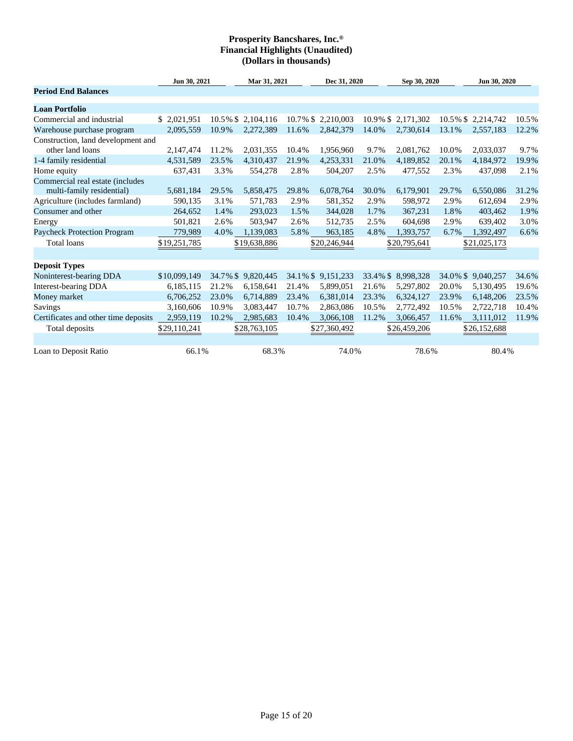**Prosperity Bancshares, Inc.®**
**Financial Highlights (Unaudited)**
**(Dollars in thousands)**

| | Jun 30, 2021 | | Mar 31, 2021 | | Dec 31, 2020 | | Sep 30, 2020 | | Jun 30, 2020 | |
|---|---|---|---|---|---|---|---|---|---|---|
| **Period End Balances** | | | | | | | | | | |
| **Loan Portfolio** | | | | | | | | | | |
| Commercial and industrial | $ 2,021,951 | 10.5% | $ 2,104,116 | 10.7% | $ 2,210,003 | 10.9% | $ 2,171,302 | 10.5% | $ 2,214,742 | 10.5% |
| Warehouse purchase program | 2,095,559 | 10.9% | 2,272,389 | 11.6% | 2,842,379 | 14.0% | 2,730,614 | 13.1% | 2,557,183 | 12.2% |
| Construction, land development and other land loans | 2,147,474 | 11.2% | 2,031,355 | 10.4% | 1,956,960 | 9.7% | 2,081,762 | 10.0% | 2,033,037 | 9.7% |
| 1-4 family residential | 4,531,589 | 23.5% | 4,310,437 | 21.9% | 4,253,331 | 21.0% | 4,189,852 | 20.1% | 4,184,972 | 19.9% |
| Home equity | 637,431 | 3.3% | 554,278 | 2.8% | 504,207 | 2.5% | 477,552 | 2.3% | 437,098 | 2.1% |
| Commercial real estate (includes multi-family residential) | 5,681,184 | 29.5% | 5,858,475 | 29.8% | 6,078,764 | 30.0% | 6,179,901 | 29.7% | 6,550,086 | 31.2% |
| Agriculture (includes farmland) | 590,135 | 3.1% | 571,783 | 2.9% | 581,352 | 2.9% | 598,972 | 2.9% | 612,694 | 2.9% |
| Consumer and other | 264,652 | 1.4% | 293,023 | 1.5% | 344,028 | 1.7% | 367,231 | 1.8% | 403,462 | 1.9% |
| Energy | 501,821 | 2.6% | 503,947 | 2.6% | 512,735 | 2.5% | 604,698 | 2.9% | 639,402 | 3.0% |
| Paycheck Protection Program | 779,989 | 4.0% | 1,139,083 | 5.8% | 963,185 | 4.8% | 1,393,757 | 6.7% | 1,392,497 | 6.6% |
| Total loans | $19,251,785 | | $19,638,886 | | $20,246,944 | | $20,795,641 | | $21,025,173 | |
| | | | | | | | | | | |
| **Deposit Types** | | | | | | | | | | |
| Noninterest-bearing DDA | $10,099,149 | 34.7% | $ 9,820,445 | 34.1% | $ 9,151,233 | 33.4% | $ 8,998,328 | 34.0% | $ 9,040,257 | 34.6% |
| Interest-bearing DDA | 6,185,115 | 21.2% | 6,158,641 | 21.4% | 5,899,051 | 21.6% | 5,297,802 | 20.0% | 5,130,495 | 19.6% |
| Money market | 6,706,252 | 23.0% | 6,714,889 | 23.4% | 6,381,014 | 23.3% | 6,324,127 | 23.9% | 6,148,206 | 23.5% |
| Savings | 3,160,606 | 10.9% | 3,083,447 | 10.7% | 2,863,086 | 10.5% | 2,772,492 | 10.5% | 2,722,718 | 10.4% |
| Certificates and other time deposits | 2,959,119 | 10.2% | 2,985,683 | 10.4% | 3,066,108 | 11.2% | 3,066,457 | 11.6% | 3,111,012 | 11.9% |
| Total deposits | $29,110,241 | | $28,763,105 | | $27,360,492 | | $26,459,206 | | $26,152,688 | |
| | | | | | | | | | | |
| Loan to Deposit Ratio | 66.1% | | 68.3% | | 74.0% | | 78.6% | | 80.4% | |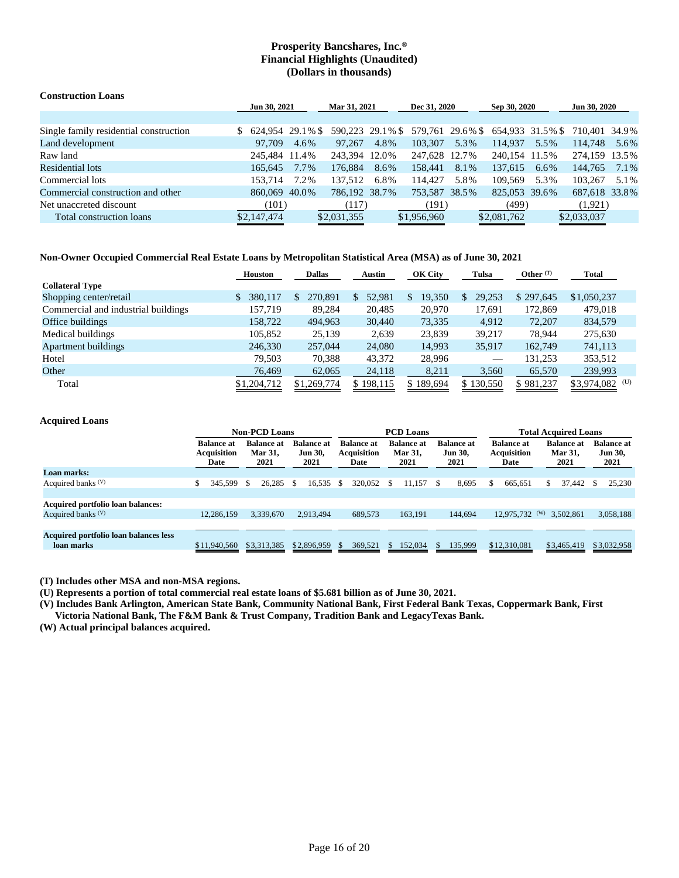# Prosperity Bancshares, Inc.®
## Financial Highlights (Unaudited)
### (Dollars in thousands)

**Construction Loans**

| | Jun 30, 2021 | | Mar 31, 2021 | | Dec 31, 2020 | | Sep 30, 2020 | | Jun 30, 2020 | |
|---|---|---|---|---|---|---|---|---|---|---|
| Single family residential construction | $ 624,954 | 29.1 % | $ 590,223 | 29.1 % | $ 579,761 | 29.6 % | $ 654,933 | 31.5 % | $ 710,401 | 34.9% |
| Land development | 97,709 | 4.6% | 97,267 | 4.8% | 103,307 | 5.3% | 114,937 | 5.5% | 114,748 | 5.6% |
| Raw land | 245,484 | 11.4% | 243,394 | 12.0% | 247,628 | 12.7% | 240,154 | 11.5% | 274,159 | 13.5% |
| Residential lots | 165,645 | 7.7% | 176,884 | 8.6% | 158,441 | 8.1% | 137,615 | 6.6% | 144,765 | 7.1% |
| Commercial lots | 153,714 | 7.2% | 137,512 | 6.8% | 114,427 | 5.8% | 109,569 | 5.3% | 103,267 | 5.1% |
| Commercial construction and other | 860,069 | 40.0% | 786,192 | 38.7% | 753,587 | 38.5% | 825,053 | 39.6% | 687,618 | 33.8% |
| Net unaccreted discount | (101) | | (117) | | (191) | | (499) | | (1,921) | |
| Total construction loans | $2,147,474 | | $2,031,355 | | $1,956,960 | | $2,081,762 | | $2,033,037 | |

**Non-Owner Occupied Commercial Real Estate Loans by Metropolitan Statistical Area (MSA) as of June 30, 2021**

| | Houston | Dallas | Austin | OK City | Tulsa | Other (T) | Total |
|---|---|---|---|---|---|---|---|
| **Collateral Type** | | | | | | | |
| Shopping center/retail | $ 380,117 | $ 270,891 | $ 52,981 | $ 19,350 | $ 29,253 | $ 297,645 | $1,050,237 |
| Commercial and industrial buildings | 157,719 | 89,284 | 20,485 | 20,970 | 17,691 | 172,869 | 479,018 |
| Office buildings | 158,722 | 494,963 | 30,440 | 73,335 | 4,912 | 72,207 | 834,579 |
| Medical buildings | 105,852 | 25,139 | 2,639 | 23,839 | 39,217 | 78,944 | 275,630 |
| Apartment buildings | 246,330 | 257,044 | 24,080 | 14,993 | 35,917 | 162,749 | 741,113 |
| Hotel | 79,503 | 70,388 | 43,372 | 28,996 | — | 131,253 | 353,512 |
| Other | 76,469 | 62,065 | 24,118 | 8,211 | 3,560 | 65,570 | 239,993 |
| Total | $1,204,712 | $1,269,774 | $ 198,115 | $ 189,694 | $ 130,550 | $ 981,237 | $3,974,082 (U) |

**Acquired Loans**

| | Non-PCD Loans | | | PCD Loans | | | Total Acquired Loans | | |
|---|---|---|---|---|---|---|---|---|---|
| | Balance at Acquisition Date | Balance at Mar 31, 2021 | Balance at Jun 30, 2021 | Balance at Acquisition Date | Balance at Mar 31, 2021 | Balance at Jun 30, 2021 | Balance at Acquisition Date | Balance at Mar 31, 2021 | Balance at Jun 30, 2021 |
| **Loan marks:** | | | | | | | | | |
| Acquired banks (V) | $ 345,599 | $ 26,285 | $ 16,535 | $ 320,052 | $ 11,157 | $ 8,695 | $ 665,651 | $ 37,442 | $ 25,230 |
| **Acquired portfolio loan balances:** | | | | | | | | | |
| Acquired banks (V) | 12,286,159 | 3,339,670 | 2,913,494 | 689,573 | 163,191 | 144,694 | 12,975,732 (W) | 3,502,861 | 3,058,188 |
| **Acquired portfolio loan balances less loan marks** | $11,940,560 | $3,313,385 | $2,896,959 | $ 369,521 | $ 152,034 | $ 135,999 | $12,310,081 | $3,465,419 | $3,032,958 |

**(T) Includes other MSA and non-MSA regions.**

**(U) Represents a portion of total commercial real estate loans of $5.681 billion as of June 30, 2021.**

**(V) Includes Bank Arlington, American State Bank, Community National Bank, First Federal Bank Texas, Coppermark Bank, First Victoria National Bank, The F&M Bank & Trust Company, Tradition Bank and LegacyTexas Bank.**

**(W) Actual principal balances acquired.**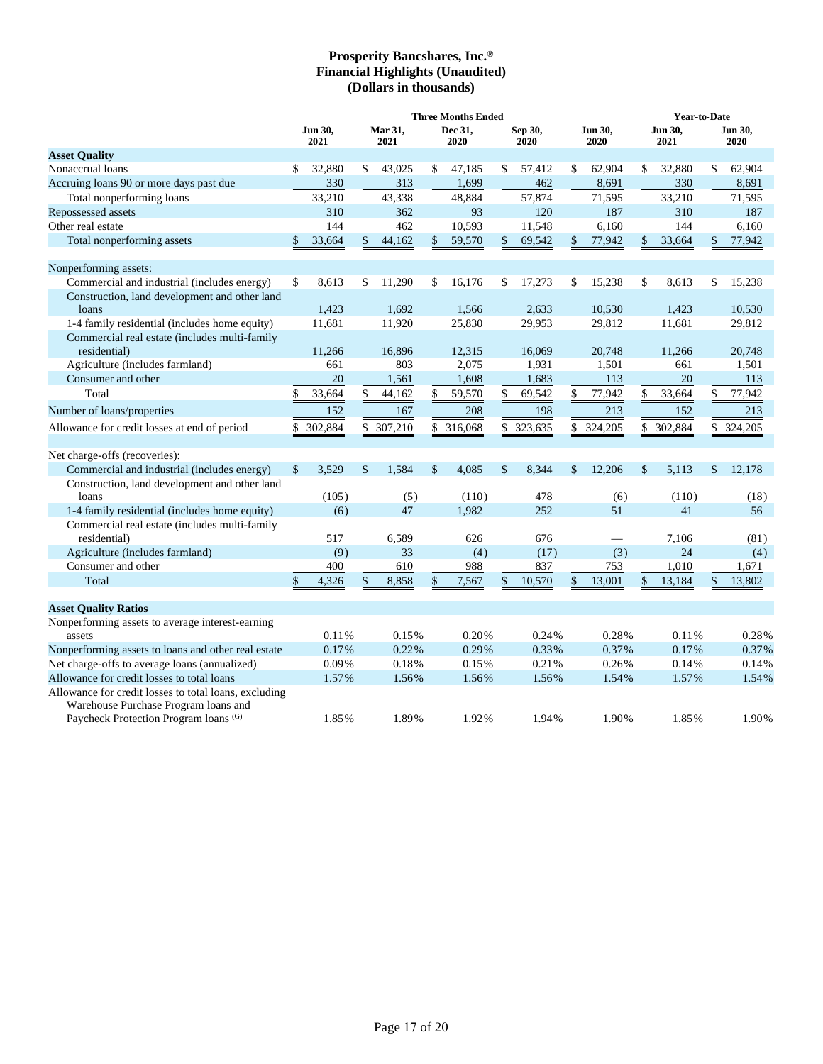# Prosperity Bancshares, Inc.®
## Financial Highlights (Unaudited)
### (Dollars in thousands)

| | Three Months Ended | | | | | Year-to-Date | |
|---|---|---|---|---|---|---|---|
| | Jun 30, 2021 | Mar 31, 2021 | Dec 31, 2020 | Sep 30, 2020 | Jun 30, 2020 | Jun 30, 2021 | Jun 30, 2020 |
| **Asset Quality** | | | | | | | |
| Nonaccrual loans | $ 32,880 | $ 43,025 | $ 47,185 | $ 57,412 | $ 62,904 | $ 32,880 | $ 62,904 |
| Accruing loans 90 or more days past due | 330 | 313 | 1,699 | 462 | 8,691 | 330 | 8,691 |
| Total nonperforming loans | 33,210 | 43,338 | 48,884 | 57,874 | 71,595 | 33,210 | 71,595 |
| Repossessed assets | 310 | 362 | 93 | 120 | 187 | 310 | 187 |
| Other real estate | 144 | 462 | 10,593 | 11,548 | 6,160 | 144 | 6,160 |
| Total nonperforming assets | $ 33,664 | $ 44,162 | $ 59,570 | $ 69,542 | $ 77,942 | $ 33,664 | $ 77,942 |
| | | | | | | | |
| Nonperforming assets: | | | | | | | |
| Commercial and industrial (includes energy) | $ 8,613 | $ 11,290 | $ 16,176 | $ 17,273 | $ 15,238 | $ 8,613 | $ 15,238 |
| Construction, land development and other land loans | 1,423 | 1,692 | 1,566 | 2,633 | 10,530 | 1,423 | 10,530 |
| 1-4 family residential (includes home equity) | 11,681 | 11,920 | 25,830 | 29,953 | 29,812 | 11,681 | 29,812 |
| Commercial real estate (includes multi-family residential) | 11,266 | 16,896 | 12,315 | 16,069 | 20,748 | 11,266 | 20,748 |
| Agriculture (includes farmland) | 661 | 803 | 2,075 | 1,931 | 1,501 | 661 | 1,501 |
| Consumer and other | 20 | 1,561 | 1,608 | 1,683 | 113 | 20 | 113 |
| Total | $ 33,664 | $ 44,162 | $ 59,570 | $ 69,542 | $ 77,942 | $ 33,664 | $ 77,942 |
| Number of loans/properties | 152 | 167 | 208 | 198 | 213 | 152 | 213 |
| Allowance for credit losses at end of period | $ 302,884 | $ 307,210 | $ 316,068 | $ 323,635 | $ 324,205 | $ 302,884 | $ 324,205 |
| | | | | | | | |
| Net charge-offs (recoveries): | | | | | | | |
| Commercial and industrial (includes energy) | $ 3,529 | $ 1,584 | $ 4,085 | $ 8,344 | $ 12,206 | $ 5,113 | $ 12,178 |
| Construction, land development and other land loans | (105) | (5) | (110) | 478 | (6) | (110) | (18) |
| 1-4 family residential (includes home equity) | (6) | 47 | 1,982 | 252 | 51 | 41 | 56 |
| Commercial real estate (includes multi-family residential) | 517 | 6,589 | 626 | 676 | — | 7,106 | (81) |
| Agriculture (includes farmland) | (9) | 33 | (4) | (17) | (3) | 24 | (4) |
| Consumer and other | 400 | 610 | 988 | 837 | 753 | 1,010 | 1,671 |
| Total | $ 4,326 | $ 8,858 | $ 7,567 | $ 10,570 | $ 13,001 | $ 13,184 | $ 13,802 |
| | | | | | | | |
| **Asset Quality Ratios** | | | | | | | |
| Nonperforming assets to average interest-earning assets | 0.11% | 0.15% | 0.20% | 0.24% | 0.28% | 0.11% | 0.28% |
| Nonperforming assets to loans and other real estate | 0.17% | 0.22% | 0.29% | 0.33% | 0.37% | 0.17% | 0.37% |
| Net charge-offs to average loans (annualized) | 0.09% | 0.18% | 0.15% | 0.21% | 0.26% | 0.14% | 0.14% |
| Allowance for credit losses to total loans | 1.57% | 1.56% | 1.56% | 1.56% | 1.54% | 1.57% | 1.54% |
| Allowance for credit losses to total loans, excluding Warehouse Purchase Program loans and Paycheck Protection Program loans [(G)] | 1.85% | 1.89% | 1.92% | 1.94% | 1.90% | 1.85% | 1.90% |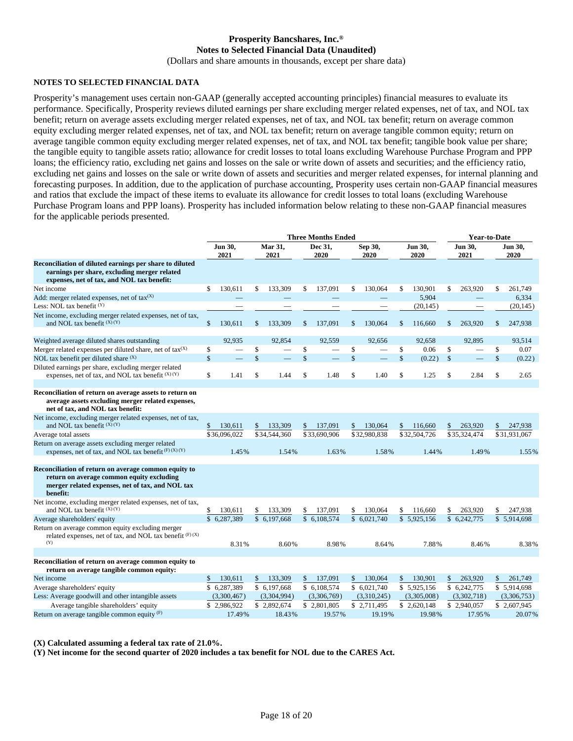# Prosperity Bancshares, Inc.®
## Notes to Selected Financial Data (Unaudited)
(Dollars and share amounts in thousands, except per share data)

### NOTES TO SELECTED FINANCIAL DATA

Prosperity's management uses certain non-GAAP (generally accepted accounting principles) financial measures to evaluate its performance. Specifically, Prosperity reviews diluted earnings per share excluding merger related expenses, net of tax, and NOL tax benefit; return on average assets excluding merger related expenses, net of tax, and NOL tax benefit; return on average common equity excluding merger related expenses, net of tax, and NOL tax benefit; return on average tangible common equity; return on average tangible common equity excluding merger related expenses, net of tax, and NOL tax benefit; tangible book value per share; the tangible equity to tangible assets ratio; allowance for credit losses to total loans excluding Warehouse Purchase Program and PPP loans; the efficiency ratio, excluding net gains and losses on the sale or write down of assets and securities; and the efficiency ratio, excluding net gains and losses on the sale or write down of assets and securities and merger related expenses, for internal planning and forecasting purposes. In addition, due to the application of purchase accounting, Prosperity uses certain non-GAAP financial measures and ratios that exclude the impact of these items to evaluate its allowance for credit losses to total loans (excluding Warehouse Purchase Program loans and PPP loans). Prosperity has included information below relating to these non-GAAP financial measures for the applicable periods presented.

| | Three Months Ended | | | | | Year-to-Date | |
|---|---|---|---|---|---|---|---|
| | Jun 30, 2021 | Mar 31, 2021 | Dec 31, 2020 | Sep 30, 2020 | Jun 30, 2020 | Jun 30, 2021 | Jun 30, 2020 |
| **Reconciliation of diluted earnings per share to diluted earnings per share, excluding merger related expenses, net of tax, and NOL tax benefit:** | | | | | | | |
| Net income | $ 130,611 | $ 133,309 | $ 137,091 | $ 130,064 | $ 130,901 | $ 263,920 | $ 261,749 |
| Add: merger related expenses, net of tax(X) | — | — | — | — | 5,904 | — | 6,334 |
| Less: NOL tax benefit (Y) | — | — | — | — | (20,145) | — | (20,145) |
| Net income, excluding merger related expenses, net of tax, and NOL tax benefit (X) (Y) | $ 130,611 | $ 133,309 | $ 137,091 | $ 130,064 | $ 116,660 | $ 263,920 | $ 247,938 |
| Weighted average diluted shares outstanding | 92,935 | 92,854 | 92,559 | 92,656 | 92,658 | 92,895 | 93,514 |
| Merger related expenses per diluted share, net of tax(X) | $ — | $ — | $ — | $ — | $ 0.06 | $ — | $ 0.07 |
| NOL tax benefit per diluted share (X) | $ — | $ — | $ — | $ — | $ (0.22) | $ — | $ (0.22) |
| Diluted earnings per share, excluding merger related expenses, net of tax, and NOL tax benefit (X) (Y) | $ 1.41 | $ 1.44 | $ 1.48 | $ 1.40 | $ 1.25 | $ 2.84 | $ 2.65 |
| **Reconciliation of return on average assets to return on average assets excluding merger related expenses, net of tax, and NOL tax benefit:** | | | | | | | |
| Net income, excluding merger related expenses, net of tax, and NOL tax benefit (X) (Y) | $ 130,611 | $ 133,309 | $ 137,091 | $ 130,064 | $ 116,660 | $ 263,920 | $ 247,938 |
| Average total assets | $36,096,022 | $34,544,360 | $33,690,906 | $32,980,838 | $32,504,726 | $35,324,474 | $31,931,067 |
| Return on average assets excluding merger related expenses, net of tax, and NOL tax benefit (F) (X) (Y) | 1.45% | 1.54% | 1.63% | 1.58% | 1.44% | 1.49% | 1.55% |
| **Reconciliation of return on average common equity to return on average common equity excluding merger related expenses, net of tax, and NOL tax benefit:** | | | | | | | |
| Net income, excluding merger related expenses, net of tax, and NOL tax benefit (X) (Y) | $ 130,611 | $ 133,309 | $ 137,091 | $ 130,064 | $ 116,660 | $ 263,920 | $ 247,938 |
| Average shareholders' equity | $ 6,287,389 | $ 6,197,668 | $ 6,108,574 | $ 6,021,740 | $ 5,925,156 | $ 6,242,775 | $ 5,914,698 |
| Return on average common equity excluding merger related expenses, net of tax, and NOL tax benefit (F) (X) (Y) | 8.31% | 8.60% | 8.98% | 8.64% | 7.88% | 8.46% | 8.38% |
| **Reconciliation of return on average common equity to return on average tangible common equity:** | | | | | | | |
| Net income | $ 130,611 | $ 133,309 | $ 137,091 | $ 130,064 | $ 130,901 | $ 263,920 | $ 261,749 |
| Average shareholders' equity | $ 6,287,389 | $ 6,197,668 | $ 6,108,574 | $ 6,021,740 | $ 5,925,156 | $ 6,242,775 | $ 5,914,698 |
| Less: Average goodwill and other intangible assets | (3,300,467) | (3,304,994) | (3,306,769) | (3,310,245) | (3,305,008) | (3,302,718) | (3,306,753) |
| Average tangible shareholders' equity | $ 2,986,922 | $ 2,892,674 | $ 2,801,805 | $ 2,711,495 | $ 2,620,148 | $ 2,940,057 | $ 2,607,945 |
| Return on average tangible common equity (F) | 17.49% | 18.43% | 19.57% | 19.19% | 19.98% | 17.95% | 20.07% |

**(X) Calculated assuming a federal tax rate of 21.0%.**

**(Y) Net income for the second quarter of 2020 includes a tax benefit for NOL due to the CARES Act.**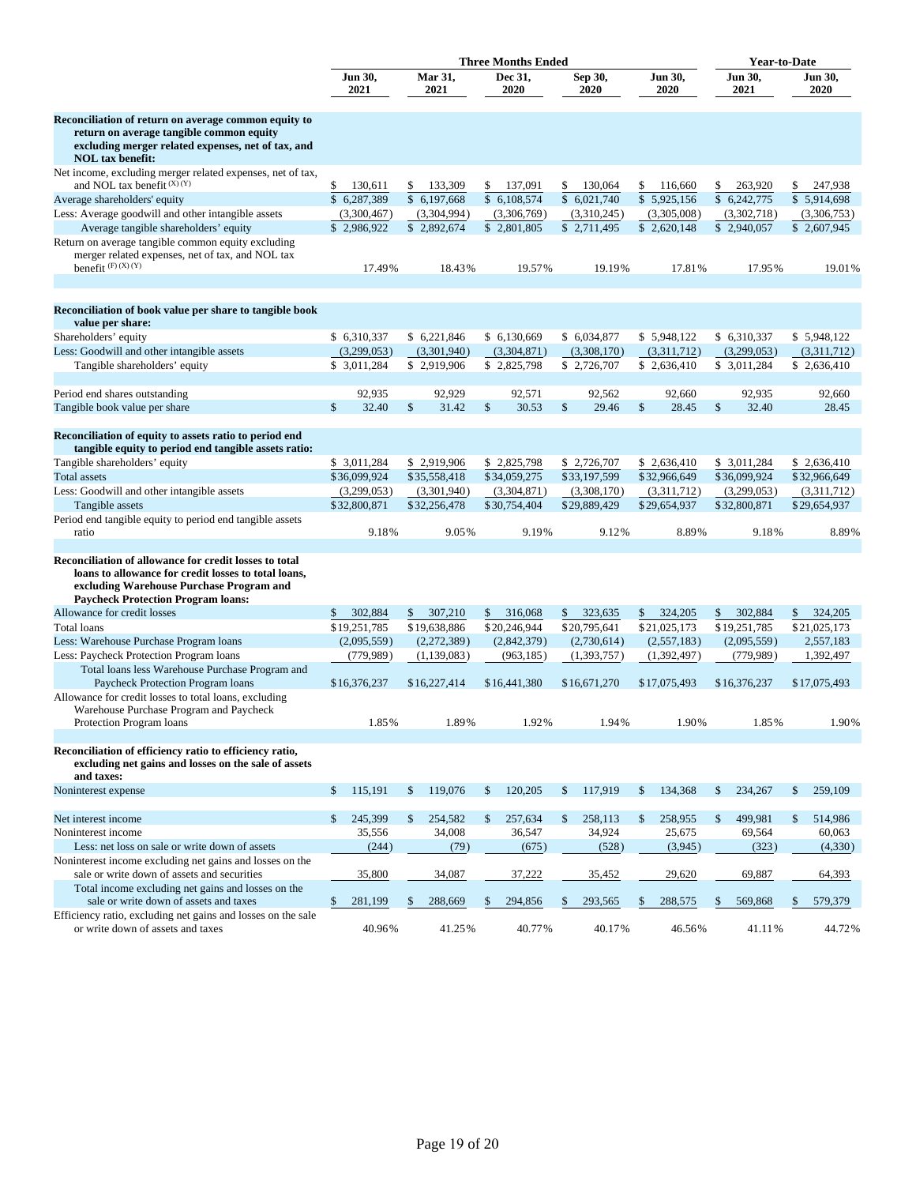| | Three Months Ended | | | | | Year-to-Date | |
|---|---|---|---|---|---|---|---|
| | Jun 30, 2021 | Mar 31, 2021 | Dec 31, 2020 | Sep 30, 2020 | Jun 30, 2020 | Jun 30, 2021 | Jun 30, 2020 |
| **Reconciliation of return on average common equity to return on average tangible common equity excluding merger related expenses, net of tax, and NOL tax benefit:** | | | | | | | |
| Net income, excluding merger related expenses, net of tax, and NOL tax benefit (X) (Y) | $ 130,611 | $ 133,309 | $ 137,091 | $ 130,064 | $ 116,660 | $ 263,920 | $ 247,938 |
| Average shareholders' equity | $ 6,287,389 | $ 6,197,668 | $ 6,108,574 | $ 6,021,740 | $ 5,925,156 | $ 6,242,775 | $ 5,914,698 |
| Less: Average goodwill and other intangible assets | (3,300,467) | (3,304,994) | (3,306,769) | (3,310,245) | (3,305,008) | (3,302,718) | (3,306,753) |
| Average tangible shareholders' equity | $ 2,986,922 | $ 2,892,674 | $ 2,801,805 | $ 2,711,495 | $ 2,620,148 | $ 2,940,057 | $ 2,607,945 |
| Return on average tangible common equity excluding merger related expenses, net of tax, and NOL tax benefit (F) (X) (Y) | 17.49% | 18.43% | 19.57% | 19.19% | 17.81% | 17.95% | 19.01% |
| **Reconciliation of book value per share to tangible book value per share:** | | | | | | | |
| Shareholders' equity | $ 6,310,337 | $ 6,221,846 | $ 6,130,669 | $ 6,034,877 | $ 5,948,122 | $ 6,310,337 | $ 5,948,122 |
| Less: Goodwill and other intangible assets | (3,299,053) | (3,301,940) | (3,304,871) | (3,308,170) | (3,311,712) | (3,299,053) | (3,311,712) |
| Tangible shareholders' equity | $ 3,011,284 | $ 2,919,906 | $ 2,825,798 | $ 2,726,707 | $ 2,636,410 | $ 3,011,284 | $ 2,636,410 |
| Period end shares outstanding | 92,935 | 92,929 | 92,571 | 92,562 | 92,660 | 92,935 | 92,660 |
| Tangible book value per share | $ 32.40 | $ 31.42 | $ 30.53 | $ 29.46 | $ 28.45 | $ 32.40 | 28.45 |
| **Reconciliation of equity to assets ratio to period end tangible equity to period end tangible assets ratio:** | | | | | | | |
| Tangible shareholders' equity | $ 3,011,284 | $ 2,919,906 | $ 2,825,798 | $ 2,726,707 | $ 2,636,410 | $ 3,011,284 | $ 2,636,410 |
| Total assets | $36,099,924 | $35,558,418 | $34,059,275 | $33,197,599 | $32,966,649 | $36,099,924 | $32,966,649 |
| Less: Goodwill and other intangible assets | (3,299,053) | (3,301,940) | (3,304,871) | (3,308,170) | (3,311,712) | (3,299,053) | (3,311,712) |
| Tangible assets | $32,800,871 | $32,256,478 | $30,754,404 | $29,889,429 | $29,654,937 | $32,800,871 | $29,654,937 |
| Period end tangible equity to period end tangible assets ratio | 9.18% | 9.05% | 9.19% | 9.12% | 8.89% | 9.18% | 8.89% |
| **Reconciliation of allowance for credit losses to total loans to allowance for credit losses to total loans, excluding Warehouse Purchase Program and Paycheck Protection Program loans:** | | | | | | | |
| Allowance for credit losses | $ 302,884 | $ 307,210 | $ 316,068 | $ 323,635 | $ 324,205 | $ 302,884 | $ 324,205 |
| Total loans | $19,251,785 | $19,638,886 | $20,246,944 | $20,795,641 | $21,025,173 | $19,251,785 | $21,025,173 |
| Less: Warehouse Purchase Program loans | (2,095,559) | (2,272,389) | (2,842,379) | (2,730,614) | (2,557,183) | (2,095,559) | 2,557,183 |
| Less: Paycheck Protection Program loans | (779,989) | (1,139,083) | (963,185) | (1,393,757) | (1,392,497) | (779,989) | 1,392,497 |
| Total loans less Warehouse Purchase Program and Paycheck Protection Program loans | $16,376,237 | $16,227,414 | $16,441,380 | $16,671,270 | $17,075,493 | $16,376,237 | $17,075,493 |
| Allowance for credit losses to total loans, excluding Warehouse Purchase Program and Paycheck Protection Program loans | 1.85% | 1.89% | 1.92% | 1.94% | 1.90% | 1.85% | 1.90% |
| **Reconciliation of efficiency ratio to efficiency ratio, excluding net gains and losses on the sale of assets and taxes:** | | | | | | | |
| Noninterest expense | $ 115,191 | $ 119,076 | $ 120,205 | $ 117,919 | $ 134,368 | $ 234,267 | $ 259,109 |
| Net interest income | $ 245,399 | $ 254,582 | $ 257,634 | $ 258,113 | $ 258,955 | $ 499,981 | $ 514,986 |
| Noninterest income | 35,556 | 34,008 | 36,547 | 34,924 | 25,675 | 69,564 | 60,063 |
| Less: net loss on sale or write down of assets | (244) | (79) | (675) | (528) | (3,945) | (323) | (4,330) |
| Noninterest income excluding net gains and losses on the sale or write down of assets and securities | 35,800 | 34,087 | 37,222 | 35,452 | 29,620 | 69,887 | 64,393 |
| Total income excluding net gains and losses on the sale or write down of assets and taxes | $ 281,199 | $ 288,669 | $ 294,856 | $ 293,565 | $ 288,575 | $ 569,868 | $ 579,379 |
| Efficiency ratio, excluding net gains and losses on the sale or write down of assets and taxes | 40.96% | 41.25% | 40.77% | 40.17% | 46.56% | 41.11% | 44.72% |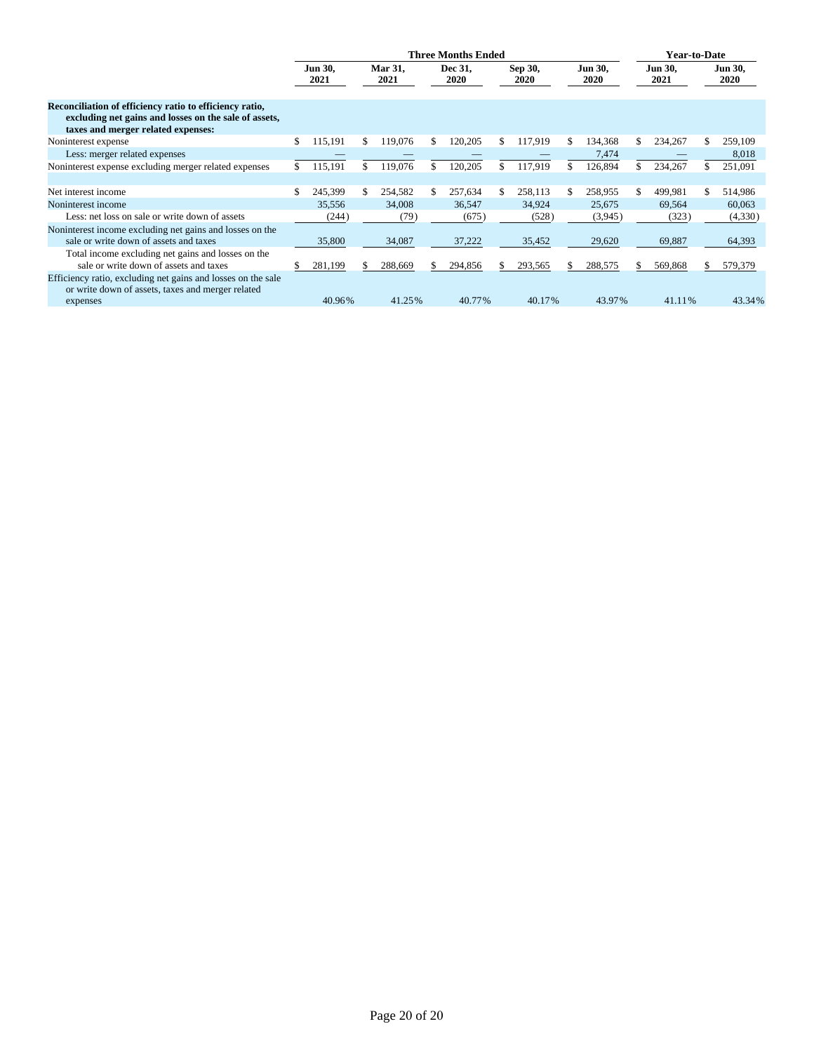| | Three Months Ended | | | | | Year-to-Date | |
|---|---|---|---|---|---|---|---|
| | Jun 30, 2021 | Mar 31, 2021 | Dec 31, 2020 | Sep 30, 2020 | Jun 30, 2020 | Jun 30, 2021 | Jun 30, 2020 |
| **Reconciliation of efficiency ratio to efficiency ratio, excluding net gains and losses on the sale of assets, taxes and merger related expenses:** | | | | | | | |
| Noninterest expense | $ 115,191 | $ 119,076 | $ 120,205 | $ 117,919 | $ 134,368 | $ 234,267 | $ 259,109 |
| Less: merger related expenses | — | — | — | — | 7,474 | — | 8,018 |
| Noninterest expense excluding merger related expenses | $ 115,191 | $ 119,076 | $ 120,205 | $ 117,919 | $ 126,894 | $ 234,267 | $ 251,091 |
| | | | | | | | |
| Net interest income | $ 245,399 | $ 254,582 | $ 257,634 | $ 258,113 | $ 258,955 | $ 499,981 | $ 514,986 |
| Noninterest income | 35,556 | 34,008 | 36,547 | 34,924 | 25,675 | 69,564 | 60,063 |
| Less: net loss on sale or write down of assets | (244) | (79) | (675) | (528) | (3,945) | (323) | (4,330) |
| Noninterest income excluding net gains and losses on the sale or write down of assets and taxes | 35,800 | 34,087 | 37,222 | 35,452 | 29,620 | 69,887 | 64,393 |
| Total income excluding net gains and losses on the sale or write down of assets and taxes | $ 281,199 | $ 288,669 | $ 294,856 | $ 293,565 | $ 288,575 | $ 569,868 | $ 579,379 |
| Efficiency ratio, excluding net gains and losses on the sale or write down of assets, taxes and merger related expenses | 40.96% | 41.25% | 40.77% | 40.17% | 43.97% | 41.11% | 43.34% |